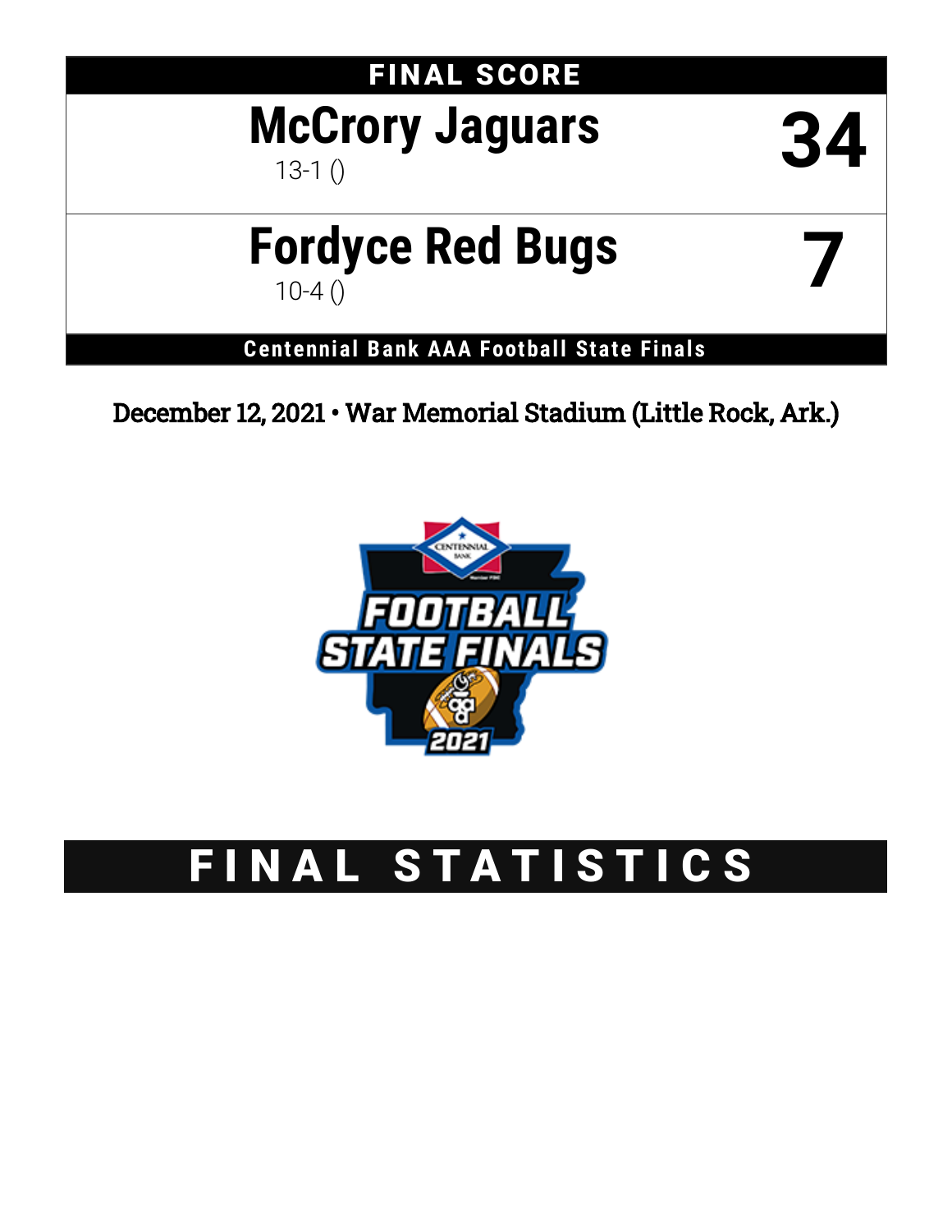# FINAL SCORE

| Team | Score |
|---|---|
| **McCrory Jaguars** 13-1 () | **34** |
| **Fordyce Red Bugs** 10-4 () | **7** |

**Centennial Bank AAA Football State Finals**

December 12, 2021 • War Memorial Stadium (Little Rock, Ark.)

# FINAL STATISTICS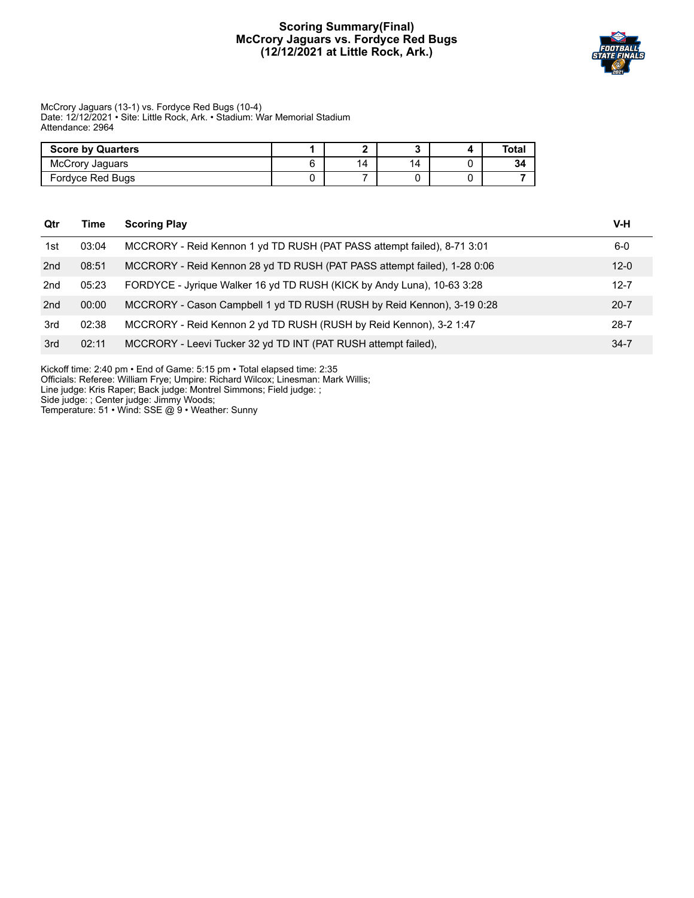# Scoring Summary(Final)
## McCrory Jaguars vs. Fordyce Red Bugs
### (12/12/2021 at Little Rock, Ark.)

McCrory Jaguars (13-1) vs. Fordyce Red Bugs (10-4)
Date: 12/12/2021 • Site: Little Rock, Ark. • Stadium: War Memorial Stadium
Attendance: 2964

| Score by Quarters | 1 | 2 | 3 | 4 | Total |
|---|---|---|---|---|---|
| McCrory Jaguars | 6 | 14 | 14 | 0 | 34 |
| Fordyce Red Bugs | 0 | 7 | 0 | 0 | 7 |

| Qtr | Time | Scoring Play | V-H |
|---|---|---|---|
| 1st | 03:04 | MCCRORY - Reid Kennon 1 yd TD RUSH (PAT PASS attempt failed), 8-71 3:01 | 6-0 |
| 2nd | 08:51 | MCCRORY - Reid Kennon 28 yd TD RUSH (PAT PASS attempt failed), 1-28 0:06 | 12-0 |
| 2nd | 05:23 | FORDYCE - Jyrique Walker 16 yd TD RUSH (KICK by Andy Luna), 10-63 3:28 | 12-7 |
| 2nd | 00:00 | MCCRORY - Cason Campbell 1 yd TD RUSH (RUSH by Reid Kennon), 3-19 0:28 | 20-7 |
| 3rd | 02:38 | MCCRORY - Reid Kennon 2 yd TD RUSH (RUSH by Reid Kennon), 3-2 1:47 | 28-7 |
| 3rd | 02:11 | MCCRORY - Leevi Tucker 32 yd TD INT (PAT RUSH attempt failed), | 34-7 |

Kickoff time: 2:40 pm • End of Game: 5:15 pm • Total elapsed time: 2:35
Officials: Referee: William Frye; Umpire: Richard Wilcox; Linesman: Mark Willis;
Line judge: Kris Raper; Back judge: Montrel Simmons; Field judge: ;
Side judge: ; Center judge: Jimmy Woods;
Temperature: 51 • Wind: SSE @ 9 • Weather: Sunny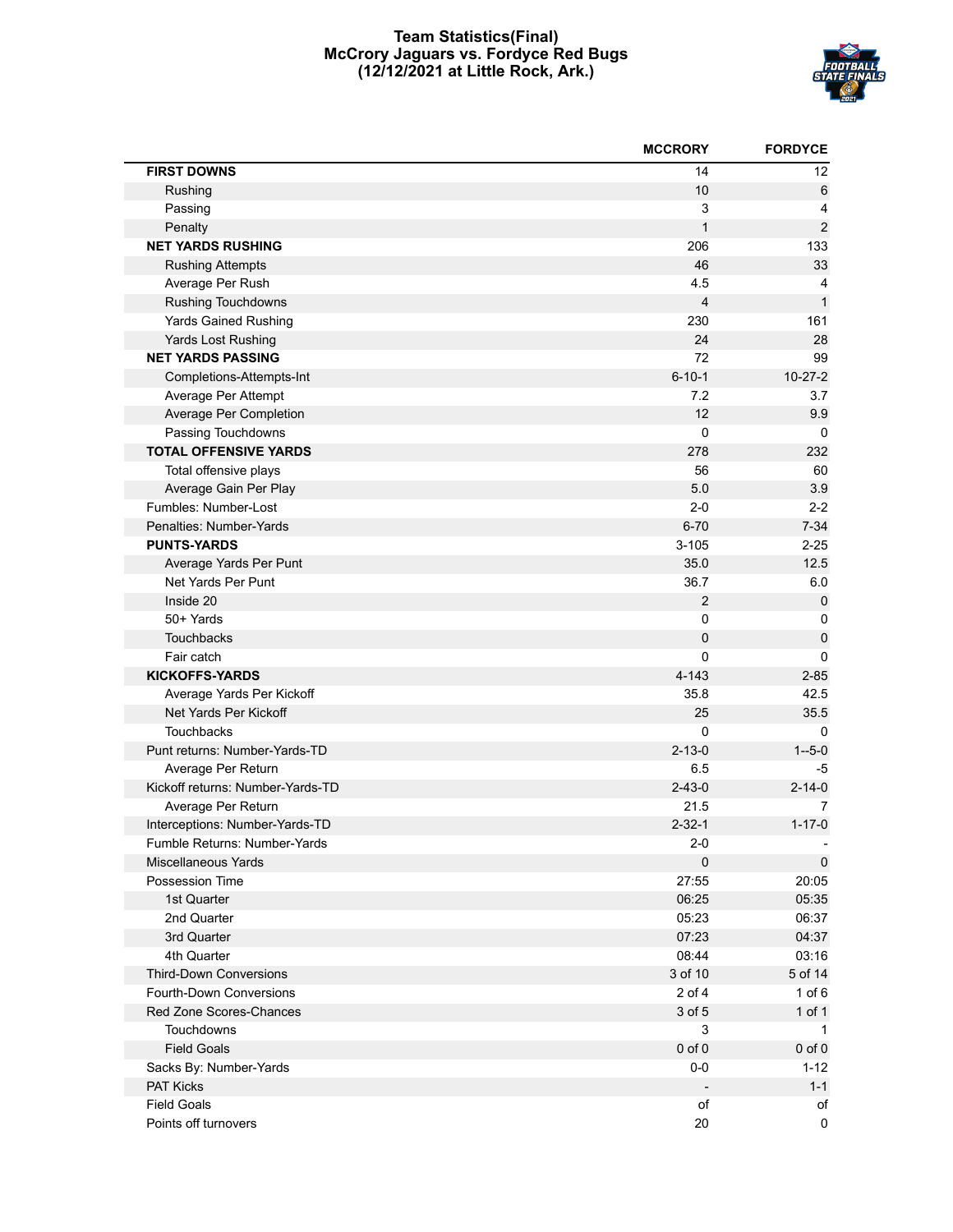# Team Statistics(Final)
## McCrory Jaguars vs. Fordyce Red Bugs
### (12/12/2021 at Little Rock, Ark.)

| | MCCRORY | FORDYCE |
|---|---|---|
| **FIRST DOWNS** | 14 | 12 |
| Rushing | 10 | 6 |
| Passing | 3 | 4 |
| Penalty | 1 | 2 |
| **NET YARDS RUSHING** | 206 | 133 |
| Rushing Attempts | 46 | 33 |
| Average Per Rush | 4.5 | 4 |
| Rushing Touchdowns | 4 | 1 |
| Yards Gained Rushing | 230 | 161 |
| Yards Lost Rushing | 24 | 28 |
| **NET YARDS PASSING** | 72 | 99 |
| Completions-Attempts-Int | 6-10-1 | 10-27-2 |
| Average Per Attempt | 7.2 | 3.7 |
| Average Per Completion | 12 | 9.9 |
| Passing Touchdowns | 0 | 0 |
| **TOTAL OFFENSIVE YARDS** | 278 | 232 |
| Total offensive plays | 56 | 60 |
| Average Gain Per Play | 5.0 | 3.9 |
| Fumbles: Number-Lost | 2-0 | 2-2 |
| Penalties: Number-Yards | 6-70 | 7-34 |
| **PUNTS-YARDS** | 3-105 | 2-25 |
| Average Yards Per Punt | 35.0 | 12.5 |
| Net Yards Per Punt | 36.7 | 6.0 |
| Inside 20 | 2 | 0 |
| 50+ Yards | 0 | 0 |
| Touchbacks | 0 | 0 |
| Fair catch | 0 | 0 |
| **KICKOFFS-YARDS** | 4-143 | 2-85 |
| Average Yards Per Kickoff | 35.8 | 42.5 |
| Net Yards Per Kickoff | 25 | 35.5 |
| Touchbacks | 0 | 0 |
| Punt returns: Number-Yards-TD | 2-13-0 | 1--5-0 |
| Average Per Return | 6.5 | -5 |
| Kickoff returns: Number-Yards-TD | 2-43-0 | 2-14-0 |
| Average Per Return | 21.5 | 7 |
| Interceptions: Number-Yards-TD | 2-32-1 | 1-17-0 |
| Fumble Returns: Number-Yards | 2-0 | - |
| Miscellaneous Yards | 0 | 0 |
| Possession Time | 27:55 | 20:05 |
| 1st Quarter | 06:25 | 05:35 |
| 2nd Quarter | 05:23 | 06:37 |
| 3rd Quarter | 07:23 | 04:37 |
| 4th Quarter | 08:44 | 03:16 |
| Third-Down Conversions | 3 of 10 | 5 of 14 |
| Fourth-Down Conversions | 2 of 4 | 1 of 6 |
| Red Zone Scores-Chances | 3 of 5 | 1 of 1 |
| Touchdowns | 3 | 1 |
| Field Goals | 0 of 0 | 0 of 0 |
| Sacks By: Number-Yards | 0-0 | 1-12 |
| PAT Kicks | - | 1-1 |
| Field Goals | of | of |
| Points off turnovers | 20 | 0 |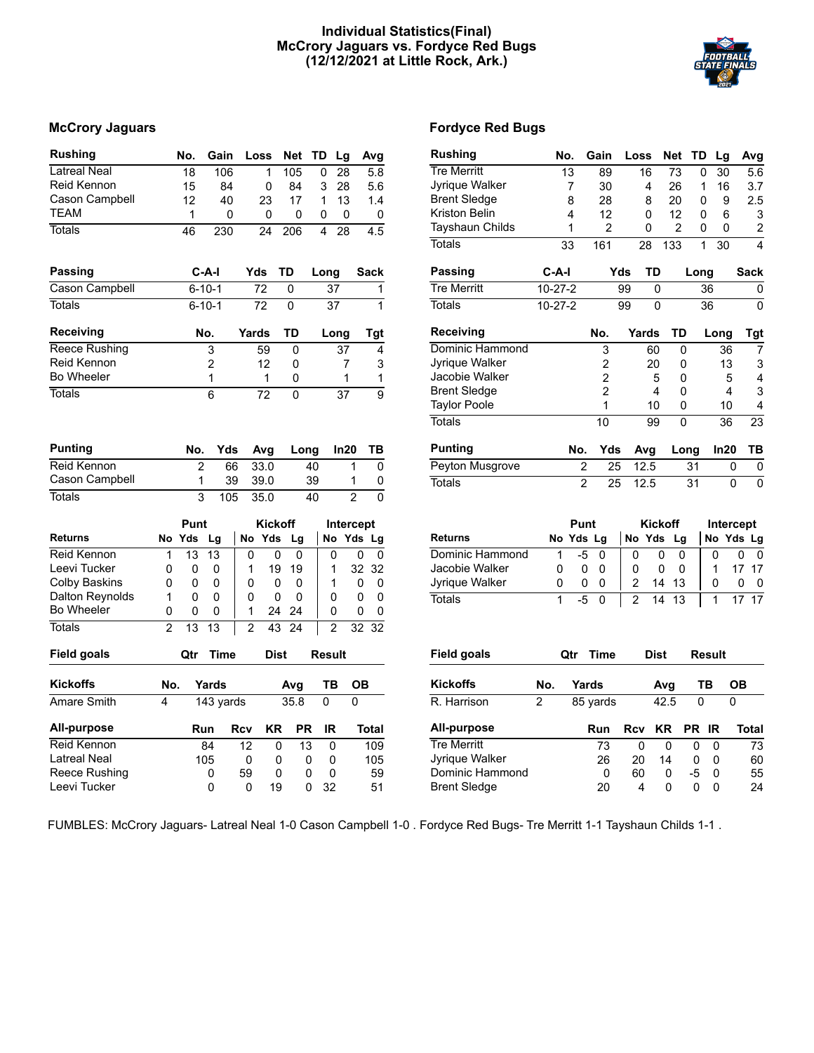# Individual Statistics(Final)
## McCrory Jaguars vs. Fordyce Red Bugs
## (12/12/2021 at Little Rock, Ark.)

## McCrory Jaguars

| Rushing | No. | Gain | Loss | Net | TD | Lg | Avg |
|---|---|---|---|---|---|---|---|
| Latreal Neal | 18 | 106 | 1 | 105 | 0 | 28 | 5.8 |
| Reid Kennon | 15 | 84 | 0 | 84 | 3 | 28 | 5.6 |
| Cason Campbell | 12 | 40 | 23 | 17 | 1 | 13 | 1.4 |
| TEAM | 1 | 0 | 0 | 0 | 0 | 0 | 0 |
| Totals | 46 | 230 | 24 | 206 | 4 | 28 | 4.5 |

| Passing | C-A-I | Yds | TD | Long | Sack |
|---|---|---|---|---|---|
| Cason Campbell | 6-10-1 | 72 | 0 | 37 | 1 |
| Totals | 6-10-1 | 72 | 0 | 37 | 1 |

| Receiving | No. | Yards | TD | Long | Tgt |
|---|---|---|---|---|---|
| Reece Rushing | 3 | 59 | 0 | 37 | 4 |
| Reid Kennon | 2 | 12 | 0 | 7 | 3 |
| Bo Wheeler | 1 | 1 | 0 | 1 | 1 |
| Totals | 6 | 72 | 0 | 37 | 9 |

| Punting | No. | Yds | Avg | Long | In20 | TB |
|---|---|---|---|---|---|---|
| Reid Kennon | 2 | 66 | 33.0 | 40 | 1 | 0 |
| Cason Campbell | 1 | 39 | 39.0 | 39 | 1 | 0 |
| Totals | 3 | 105 | 35.0 | 40 | 2 | 0 |

| | Punt | | | Kickoff | | | Intercept | | |
|---|---|---|---|---|---|---|---|---|---|
| Returns | No | Yds | Lg | No | Yds | Lg | No | Yds | Lg |
| Reid Kennon | 1 | 13 | 13 | 0 | 0 | 0 | 0 | 0 | 0 |
| Leevi Tucker | 0 | 0 | 0 | 1 | 19 | 19 | 1 | 32 | 32 |
| Colby Baskins | 0 | 0 | 0 | 0 | 0 | 0 | 1 | 0 | 0 |
| Dalton Reynolds | 1 | 0 | 0 | 0 | 0 | 0 | 0 | 0 | 0 |
| Bo Wheeler | 0 | 0 | 0 | 1 | 24 | 24 | 0 | 0 | 0 |
| Totals | 2 | 13 | 13 | 2 | 43 | 24 | 2 | 32 | 32 |

| Field goals | Qtr | Time | Dist | Result |
|---|---|---|---|---|

| Kickoffs | No. | Yards | Avg | TB | OB |
|---|---|---|---|---|---|
| Amare Smith | 4 | 143 yards | 35.8 | 0 | 0 |

| All-purpose | Run | Rcv | KR | PR | IR | Total |
|---|---|---|---|---|---|---|
| Reid Kennon | 84 | 12 | 0 | 13 | 0 | 109 |
| Latreal Neal | 105 | 0 | 0 | 0 | 0 | 105 |
| Reece Rushing | 0 | 59 | 0 | 0 | 0 | 59 |
| Leevi Tucker | 0 | 0 | 19 | 0 | 32 | 51 |

## Fordyce Red Bugs

| Rushing | No. | Gain | Loss | Net | TD | Lg | Avg |
|---|---|---|---|---|---|---|---|
| Tre Merritt | 13 | 89 | 16 | 73 | 0 | 30 | 5.6 |
| Jyrique Walker | 7 | 30 | 4 | 26 | 1 | 16 | 3.7 |
| Brent Sledge | 8 | 28 | 8 | 20 | 0 | 9 | 2.5 |
| Kriston Belin | 4 | 12 | 0 | 12 | 0 | 6 | 3 |
| Tayshaun Childs | 1 | 2 | 0 | 2 | 0 | 0 | 2 |
| Totals | 33 | 161 | 28 | 133 | 1 | 30 | 4 |

| Passing | C-A-I | Yds | TD | Long | Sack |
|---|---|---|---|---|---|
| Tre Merritt | 10-27-2 | 99 | 0 | 36 | 0 |
| Totals | 10-27-2 | 99 | 0 | 36 | 0 |

| Receiving | No. | Yards | TD | Long | Tgt |
|---|---|---|---|---|---|
| Dominic Hammond | 3 | 60 | 0 | 36 | 7 |
| Jyrique Walker | 2 | 20 | 0 | 13 | 3 |
| Jacobie Walker | 2 | 5 | 0 | 5 | 4 |
| Brent Sledge | 2 | 4 | 0 | 4 | 3 |
| Taylor Poole | 1 | 10 | 0 | 10 | 4 |
| Totals | 10 | 99 | 0 | 36 | 23 |

| Punting | No. | Yds | Avg | Long | In20 | TB |
|---|---|---|---|---|---|---|
| Peyton Musgrove | 2 | 25 | 12.5 | 31 | 0 | 0 |
| Totals | 2 | 25 | 12.5 | 31 | 0 | 0 |

| | Punt | | | Kickoff | | | Intercept | | |
|---|---|---|---|---|---|---|---|---|---|
| Returns | No | Yds | Lg | No | Yds | Lg | No | Yds | Lg |
| Dominic Hammond | 1 | -5 | 0 | 0 | 0 | 0 | 0 | 0 | 0 |
| Jacobie Walker | 0 | 0 | 0 | 0 | 0 | 0 | 1 | 17 | 17 |
| Jyrique Walker | 0 | 0 | 0 | 2 | 14 | 13 | 0 | 0 | 0 |
| Totals | 1 | -5 | 0 | 2 | 14 | 13 | 1 | 17 | 17 |

| Field goals | Qtr | Time | Dist | Result |
|---|---|---|---|---|

| Kickoffs | No. | Yards | Avg | TB | OB |
|---|---|---|---|---|---|
| R. Harrison | 2 | 85 yards | 42.5 | 0 | 0 |

| All-purpose | Run | Rcv | KR | PR | IR | Total |
|---|---|---|---|---|---|---|
| Tre Merritt | 73 | 0 | 0 | 0 | 0 | 73 |
| Jyrique Walker | 26 | 20 | 14 | 0 | 0 | 60 |
| Dominic Hammond | 0 | 60 | 0 | -5 | 0 | 55 |
| Brent Sledge | 20 | 4 | 0 | 0 | 0 | 24 |

FUMBLES: McCrory Jaguars- Latreal Neal 1-0 Cason Campbell 1-0 . Fordyce Red Bugs- Tre Merritt 1-1 Tayshaun Childs 1-1 .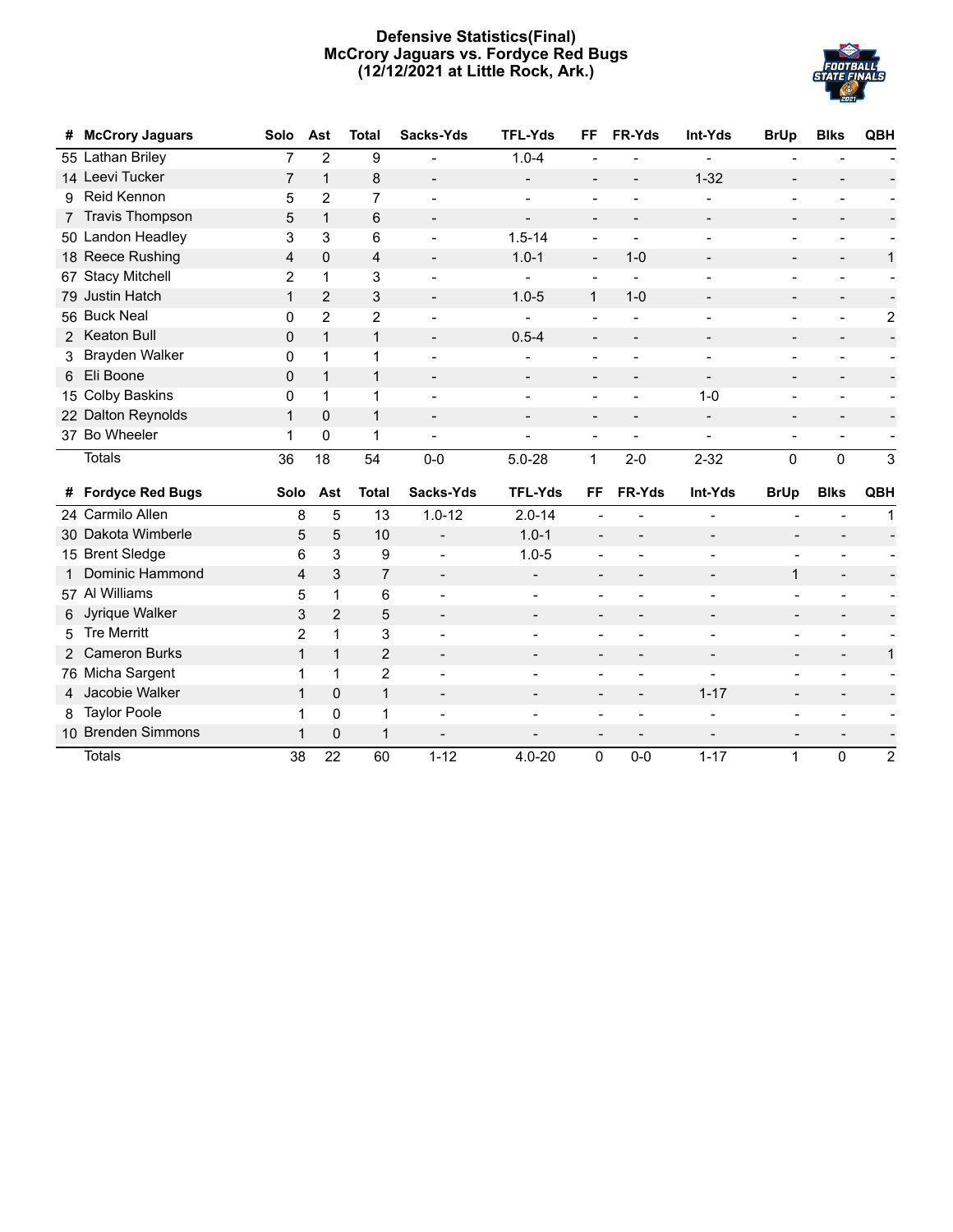# Defensive Statistics(Final)
## McCrory Jaguars vs. Fordyce Red Bugs
### (12/12/2021 at Little Rock, Ark.)

| # | McCrory Jaguars | Solo | Ast | Total | Sacks-Yds | TFL-Yds | FF | FR-Yds | Int-Yds | BrUp | Blks | QBH |
|---|---|---|---|---|---|---|---|---|---|---|---|---|
| 55 | Lathan Briley | 7 | 2 | 9 | - | 1.0-4 | - | - | - | - | - | - |
| 14 | Leevi Tucker | 7 | 1 | 8 | - | - | - | - | 1-32 | - | - | - |
| 9 | Reid Kennon | 5 | 2 | 7 | - | - | - | - | - | - | - | - |
| 7 | Travis Thompson | 5 | 1 | 6 | - | - | - | - | - | - | - | - |
| 50 | Landon Headley | 3 | 3 | 6 | - | 1.5-14 | - | - | - | - | - | - |
| 18 | Reece Rushing | 4 | 0 | 4 | - | 1.0-1 | - | 1-0 | - | - | - | 1 |
| 67 | Stacy Mitchell | 2 | 1 | 3 | - | - | - | - | - | - | - | - |
| 79 | Justin Hatch | 1 | 2 | 3 | - | 1.0-5 | 1 | 1-0 | - | - | - | - |
| 56 | Buck Neal | 0 | 2 | 2 | - | - | - | - | - | - | - | 2 |
| 2 | Keaton Bull | 0 | 1 | 1 | - | 0.5-4 | - | - | - | - | - | - |
| 3 | Brayden Walker | 0 | 1 | 1 | - | - | - | - | - | - | - | - |
| 6 | Eli Boone | 0 | 1 | 1 | - | - | - | - | - | - | - | - |
| 15 | Colby Baskins | 0 | 1 | 1 | - | - | - | - | 1-0 | - | - | - |
| 22 | Dalton Reynolds | 1 | 0 | 1 | - | - | - | - | - | - | - | - |
| 37 | Bo Wheeler | 1 | 0 | 1 | - | - | - | - | - | - | - | - |
| | Totals | 36 | 18 | 54 | 0-0 | 5.0-28 | 1 | 2-0 | 2-32 | 0 | 0 | 3 |

| # | Fordyce Red Bugs | Solo | Ast | Total | Sacks-Yds | TFL-Yds | FF | FR-Yds | Int-Yds | BrUp | Blks | QBH |
|---|---|---|---|---|---|---|---|---|---|---|---|---|
| 24 | Carmilo Allen | 8 | 5 | 13 | 1.0-12 | 2.0-14 | - | - | - | - | - | 1 |
| 30 | Dakota Wimberle | 5 | 5 | 10 | - | 1.0-1 | - | - | - | - | - | - |
| 15 | Brent Sledge | 6 | 3 | 9 | - | 1.0-5 | - | - | - | - | - | - |
| 1 | Dominic Hammond | 4 | 3 | 7 | - | - | - | - | - | 1 | - | - |
| 57 | Al Williams | 5 | 1 | 6 | - | - | - | - | - | - | - | - |
| 6 | Jyrique Walker | 3 | 2 | 5 | - | - | - | - | - | - | - | - |
| 5 | Tre Merritt | 2 | 1 | 3 | - | - | - | - | - | - | - | - |
| 2 | Cameron Burks | 1 | 1 | 2 | - | - | - | - | - | - | - | 1 |
| 76 | Micha Sargent | 1 | 1 | 2 | - | - | - | - | - | - | - | - |
| 4 | Jacobie Walker | 1 | 0 | 1 | - | - | - | - | 1-17 | - | - | - |
| 8 | Taylor Poole | 1 | 0 | 1 | - | - | - | - | - | - | - | - |
| 10 | Brenden Simmons | 1 | 0 | 1 | - | - | - | - | - | - | - | - |
| | Totals | 38 | 22 | 60 | 1-12 | 4.0-20 | 0 | 0-0 | 1-17 | 1 | 0 | 2 |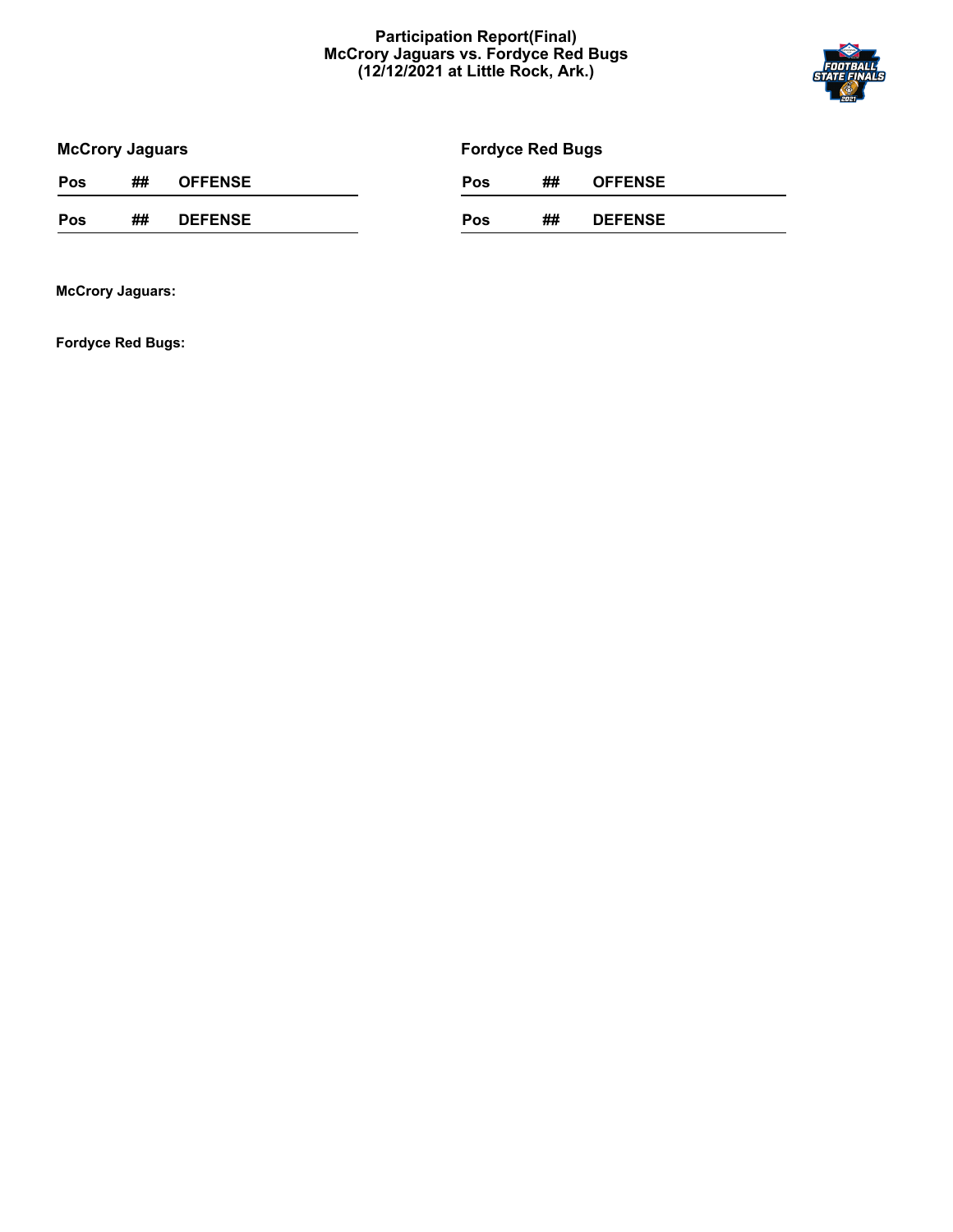**Participation Report(Final)**
**McCrory Jaguars vs. Fordyce Red Bugs**
**(12/12/2021 at Little Rock, Ark.)**

### McCrory Jaguars

| Pos | ## | OFFENSE |
|---|---|---|

| Pos | ## | DEFENSE |
|---|---|---|

### Fordyce Red Bugs

| Pos | ## | OFFENSE |
|---|---|---|

| Pos | ## | DEFENSE |
|---|---|---|

**McCrory Jaguars:**

**Fordyce Red Bugs:**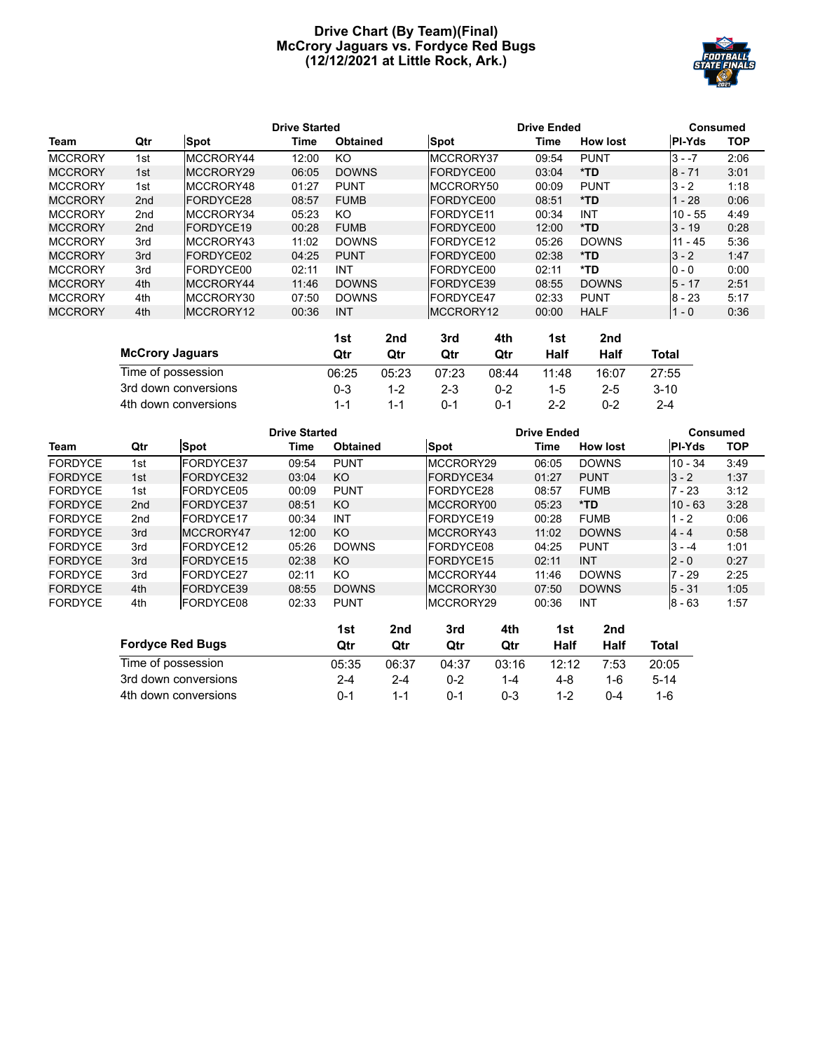# Drive Chart (By Team)(Final)
## McCrory Jaguars vs. Fordyce Red Bugs
### (12/12/2021 at Little Rock, Ark.)

| | | Drive Started | | | Drive Ended | | | Consumed | |
|---|---|---|---|---|---|---|---|---|---|
| **Team** | **Qtr** | **Spot** | **Time** | **Obtained** | **Spot** | **Time** | **How lost** | **Pl-Yds** | **TOP** |
| MCCRORY | 1st | MCCRORY44 | 12:00 | KO | MCCRORY37 | 09:54 | PUNT | 3 - -7 | 2:06 |
| MCCRORY | 1st | MCCRORY29 | 06:05 | DOWNS | FORDYCE00 | 03:04 | *TD | 8 - 71 | 3:01 |
| MCCRORY | 1st | MCCRORY48 | 01:27 | PUNT | MCCRORY50 | 00:09 | PUNT | 3 - 2 | 1:18 |
| MCCRORY | 2nd | FORDYCE28 | 08:57 | FUMB | FORDYCE00 | 08:51 | *TD | 1 - 28 | 0:06 |
| MCCRORY | 2nd | MCCRORY34 | 05:23 | KO | FORDYCE11 | 00:34 | INT | 10 - 55 | 4:49 |
| MCCRORY | 2nd | FORDYCE19 | 00:28 | FUMB | FORDYCE00 | 12:00 | *TD | 3 - 19 | 0:28 |
| MCCRORY | 3rd | MCCRORY43 | 11:02 | DOWNS | FORDYCE12 | 05:26 | DOWNS | 11 - 45 | 5:36 |
| MCCRORY | 3rd | FORDYCE02 | 04:25 | PUNT | FORDYCE00 | 02:38 | *TD | 3 - 2 | 1:47 |
| MCCRORY | 3rd | FORDYCE00 | 02:11 | INT | FORDYCE00 | 02:11 | *TD | 0 - 0 | 0:00 |
| MCCRORY | 4th | MCCRORY44 | 11:46 | DOWNS | FORDYCE39 | 08:55 | DOWNS | 5 - 17 | 2:51 |
| MCCRORY | 4th | MCCRORY30 | 07:50 | DOWNS | FORDYCE47 | 02:33 | PUNT | 8 - 23 | 5:17 |
| MCCRORY | 4th | MCCRORY12 | 00:36 | INT | MCCRORY12 | 00:00 | HALF | 1 - 0 | 0:36 |

| McCrory Jaguars | 1st Qtr | 2nd Qtr | 3rd Qtr | 4th Qtr | 1st Half | 2nd Half | Total |
|---|---|---|---|---|---|---|---|
| Time of possession | 06:25 | 05:23 | 07:23 | 08:44 | 11:48 | 16:07 | 27:55 |
| 3rd down conversions | 0-3 | 1-2 | 2-3 | 0-2 | 1-5 | 2-5 | 3-10 |
| 4th down conversions | 1-1 | 1-1 | 0-1 | 0-1 | 2-2 | 0-2 | 2-4 |

| | | Drive Started | | | Drive Ended | | | Consumed | |
|---|---|---|---|---|---|---|---|---|---|
| **Team** | **Qtr** | **Spot** | **Time** | **Obtained** | **Spot** | **Time** | **How lost** | **Pl-Yds** | **TOP** |
| FORDYCE | 1st | FORDYCE37 | 09:54 | PUNT | MCCRORY29 | 06:05 | DOWNS | 10 - 34 | 3:49 |
| FORDYCE | 1st | FORDYCE32 | 03:04 | KO | FORDYCE34 | 01:27 | PUNT | 3 - 2 | 1:37 |
| FORDYCE | 1st | FORDYCE05 | 00:09 | PUNT | FORDYCE28 | 08:57 | FUMB | 7 - 23 | 3:12 |
| FORDYCE | 2nd | FORDYCE37 | 08:51 | KO | MCCRORY00 | 05:23 | *TD | 10 - 63 | 3:28 |
| FORDYCE | 2nd | FORDYCE17 | 00:34 | INT | FORDYCE19 | 00:28 | FUMB | 1 - 2 | 0:06 |
| FORDYCE | 3rd | MCCRORY47 | 12:00 | KO | MCCRORY43 | 11:02 | DOWNS | 4 - 4 | 0:58 |
| FORDYCE | 3rd | FORDYCE12 | 05:26 | DOWNS | FORDYCE08 | 04:25 | PUNT | 3 - -4 | 1:01 |
| FORDYCE | 3rd | FORDYCE15 | 02:38 | KO | FORDYCE15 | 02:11 | INT | 2 - 0 | 0:27 |
| FORDYCE | 3rd | FORDYCE27 | 02:11 | KO | MCCRORY44 | 11:46 | DOWNS | 7 - 29 | 2:25 |
| FORDYCE | 4th | FORDYCE39 | 08:55 | DOWNS | MCCRORY30 | 07:50 | DOWNS | 5 - 31 | 1:05 |
| FORDYCE | 4th | FORDYCE08 | 02:33 | PUNT | MCCRORY29 | 00:36 | INT | 8 - 63 | 1:57 |

| Fordyce Red Bugs | 1st Qtr | 2nd Qtr | 3rd Qtr | 4th Qtr | 1st Half | 2nd Half | Total |
|---|---|---|---|---|---|---|---|
| Time of possession | 05:35 | 06:37 | 04:37 | 03:16 | 12:12 | 7:53 | 20:05 |
| 3rd down conversions | 2-4 | 2-4 | 0-2 | 1-4 | 4-8 | 1-6 | 5-14 |
| 4th down conversions | 0-1 | 1-1 | 0-1 | 0-3 | 1-2 | 0-4 | 1-6 |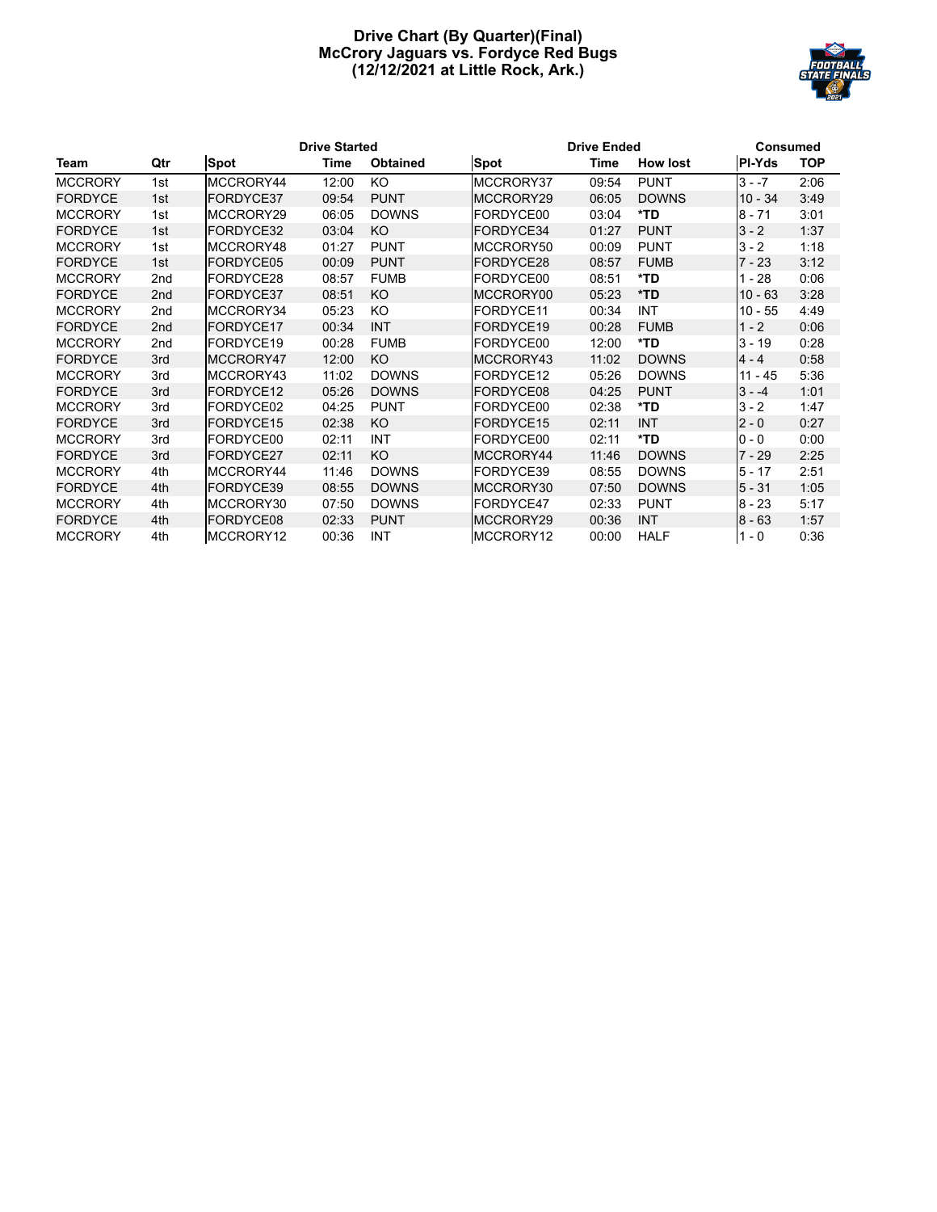# Drive Chart (By Quarter)(Final)
## McCrory Jaguars vs. Fordyce Red Bugs
### (12/12/2021 at Little Rock, Ark.)

| | | Drive Started | | | Drive Ended | | | Consumed | |
|---|---|---|---|---|---|---|---|---|---|
| **Team** | **Qtr** | **Spot** | **Time** | **Obtained** | **Spot** | **Time** | **How lost** | **Pl-Yds** | **TOP** |
| MCCRORY | 1st | MCCRORY44 | 12:00 | KO | MCCRORY37 | 09:54 | PUNT | 3 - -7 | 2:06 |
| FORDYCE | 1st | FORDYCE37 | 09:54 | PUNT | MCCRORY29 | 06:05 | DOWNS | 10 - 34 | 3:49 |
| MCCRORY | 1st | MCCRORY29 | 06:05 | DOWNS | FORDYCE00 | 03:04 | *TD | 8 - 71 | 3:01 |
| FORDYCE | 1st | FORDYCE32 | 03:04 | KO | FORDYCE34 | 01:27 | PUNT | 3 - 2 | 1:37 |
| MCCRORY | 1st | MCCRORY48 | 01:27 | PUNT | MCCRORY50 | 00:09 | PUNT | 3 - 2 | 1:18 |
| FORDYCE | 1st | FORDYCE05 | 00:09 | PUNT | FORDYCE28 | 08:57 | FUMB | 7 - 23 | 3:12 |
| MCCRORY | 2nd | FORDYCE28 | 08:57 | FUMB | FORDYCE00 | 08:51 | *TD | 1 - 28 | 0:06 |
| FORDYCE | 2nd | FORDYCE37 | 08:51 | KO | MCCRORY00 | 05:23 | *TD | 10 - 63 | 3:28 |
| MCCRORY | 2nd | MCCRORY34 | 05:23 | KO | FORDYCE11 | 00:34 | INT | 10 - 55 | 4:49 |
| FORDYCE | 2nd | FORDYCE17 | 00:34 | INT | FORDYCE19 | 00:28 | FUMB | 1 - 2 | 0:06 |
| MCCRORY | 2nd | FORDYCE19 | 00:28 | FUMB | FORDYCE00 | 12:00 | *TD | 3 - 19 | 0:28 |
| FORDYCE | 3rd | MCCRORY47 | 12:00 | KO | MCCRORY43 | 11:02 | DOWNS | 4 - 4 | 0:58 |
| MCCRORY | 3rd | MCCRORY43 | 11:02 | DOWNS | FORDYCE12 | 05:26 | DOWNS | 11 - 45 | 5:36 |
| FORDYCE | 3rd | FORDYCE12 | 05:26 | DOWNS | FORDYCE08 | 04:25 | PUNT | 3 - -4 | 1:01 |
| MCCRORY | 3rd | FORDYCE02 | 04:25 | PUNT | FORDYCE00 | 02:38 | *TD | 3 - 2 | 1:47 |
| FORDYCE | 3rd | FORDYCE15 | 02:38 | KO | FORDYCE15 | 02:11 | INT | 2 - 0 | 0:27 |
| MCCRORY | 3rd | FORDYCE00 | 02:11 | INT | FORDYCE00 | 02:11 | *TD | 0 - 0 | 0:00 |
| FORDYCE | 3rd | FORDYCE27 | 02:11 | KO | MCCRORY44 | 11:46 | DOWNS | 7 - 29 | 2:25 |
| MCCRORY | 4th | MCCRORY44 | 11:46 | DOWNS | FORDYCE39 | 08:55 | DOWNS | 5 - 17 | 2:51 |
| FORDYCE | 4th | FORDYCE39 | 08:55 | DOWNS | MCCRORY30 | 07:50 | DOWNS | 5 - 31 | 1:05 |
| MCCRORY | 4th | MCCRORY30 | 07:50 | DOWNS | FORDYCE47 | 02:33 | PUNT | 8 - 23 | 5:17 |
| FORDYCE | 4th | FORDYCE08 | 02:33 | PUNT | MCCRORY29 | 00:36 | INT | 8 - 63 | 1:57 |
| MCCRORY | 4th | MCCRORY12 | 00:36 | INT | MCCRORY12 | 00:00 | HALF | 1 - 0 | 0:36 |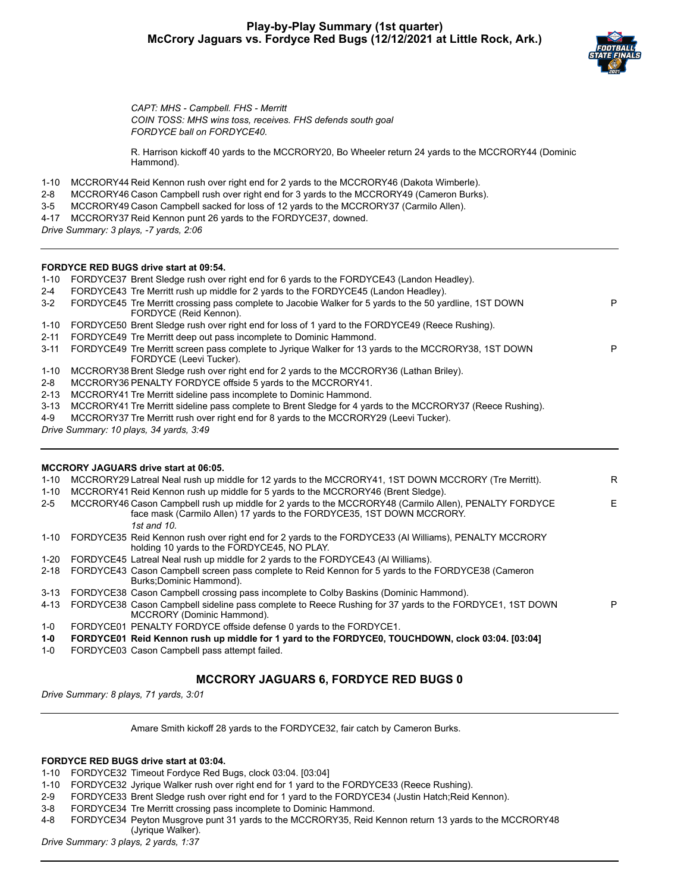# Play-by-Play Summary (1st quarter)
## McCrory Jaguars vs. Fordyce Red Bugs (12/12/2021 at Little Rock, Ark.)

*CAPT: MHS - Campbell. FHS - Merritt*
*COIN TOSS: MHS wins toss, receives. FHS defends south goal*
*FORDYCE ball on FORDYCE40.*

R. Harrison kickoff 40 yards to the MCCRORY20, Bo Wheeler return 24 yards to the MCCRORY44 (Dominic Hammond).

| | | |
|---|---|---|
| 1-10 | MCCRORY44 Reid Kennon rush over right end for 2 yards to the MCCRORY46 (Dakota Wimberle). | |
| 2-8 | MCCRORY46 Cason Campbell rush over right end for 3 yards to the MCCRORY49 (Cameron Burks). | |
| 3-5 | MCCRORY49 Cason Campbell sacked for loss of 12 yards to the MCCRORY37 (Carmilo Allen). | |
| 4-17 | MCCRORY37 Reid Kennon punt 26 yards to the FORDYCE37, downed. | |

*Drive Summary: 3 plays, -7 yards, 2:06*

---

**FORDYCE RED BUGS drive start at 09:54.**

| | | |
|---|---|---|
| 1-10 | FORDYCE37 Brent Sledge rush over right end for 6 yards to the FORDYCE43 (Landon Headley). | |
| 2-4 | FORDYCE43 Tre Merritt rush up middle for 2 yards to the FORDYCE45 (Landon Headley). | |
| 3-2 | FORDYCE45 Tre Merritt crossing pass complete to Jacobie Walker for 5 yards to the 50 yardline, 1ST DOWN FORDYCE (Reid Kennon). | P |
| 1-10 | FORDYCE50 Brent Sledge rush over right end for loss of 1 yard to the FORDYCE49 (Reece Rushing). | |
| 2-11 | FORDYCE49 Tre Merritt deep out pass incomplete to Dominic Hammond. | |
| 3-11 | FORDYCE49 Tre Merritt screen pass complete to Jyrique Walker for 13 yards to the MCCRORY38, 1ST DOWN FORDYCE (Leevi Tucker). | P |
| 1-10 | MCCRORY38 Brent Sledge rush over right end for 2 yards to the MCCRORY36 (Lathan Briley). | |
| 2-8 | MCCRORY36 PENALTY FORDYCE offside 5 yards to the MCCRORY41. | |
| 2-13 | MCCRORY41 Tre Merritt sideline pass incomplete to Dominic Hammond. | |
| 3-13 | MCCRORY41 Tre Merritt sideline pass complete to Brent Sledge for 4 yards to the MCCRORY37 (Reece Rushing). | |
| 4-9 | MCCRORY37 Tre Merritt rush over right end for 8 yards to the MCCRORY29 (Leevi Tucker). | |

*Drive Summary: 10 plays, 34 yards, 3:49*

---

**MCCRORY JAGUARS drive start at 06:05.**

| | | |
|---|---|---|
| 1-10 | MCCRORY29 Latreal Neal rush up middle for 12 yards to the MCCRORY41, 1ST DOWN MCCRORY (Tre Merritt). | R |
| 1-10 | MCCRORY41 Reid Kennon rush up middle for 5 yards to the MCCRORY46 (Brent Sledge). | |
| 2-5 | MCCRORY46 Cason Campbell rush up middle for 2 yards to the MCCRORY48 (Carmilo Allen), PENALTY FORDYCE face mask (Carmilo Allen) 17 yards to the FORDYCE35, 1ST DOWN MCCRORY. *1st and 10.* | E |
| 1-10 | FORDYCE35 Reid Kennon rush over right end for 2 yards to the FORDYCE33 (Al Williams), PENALTY MCCRORY holding 10 yards to the FORDYCE45, NO PLAY. | |
| 1-20 | FORDYCE45 Latreal Neal rush up middle for 2 yards to the FORDYCE43 (Al Williams). | |
| 2-18 | FORDYCE43 Cason Campbell screen pass complete to Reid Kennon for 5 yards to the FORDYCE38 (Cameron Burks;Dominic Hammond). | |
| 3-13 | FORDYCE38 Cason Campbell crossing pass incomplete to Colby Baskins (Dominic Hammond). | |
| 4-13 | FORDYCE38 Cason Campbell sideline pass complete to Reece Rushing for 37 yards to the FORDYCE1, 1ST DOWN MCCRORY (Dominic Hammond). | P |
| 1-0 | FORDYCE01 PENALTY FORDYCE offside defense 0 yards to the FORDYCE1. | |
| **1-0** | **FORDYCE01 Reid Kennon rush up middle for 1 yard to the FORDYCE0, TOUCHDOWN, clock 03:04. [03:04]** | |
| 1-0 | FORDYCE03 Cason Campbell pass attempt failed. | |

### MCCRORY JAGUARS 6, FORDYCE RED BUGS 0

*Drive Summary: 8 plays, 71 yards, 3:01*

---

Amare Smith kickoff 28 yards to the FORDYCE32, fair catch by Cameron Burks.

**FORDYCE RED BUGS drive start at 03:04.**

| | | |
|---|---|---|
| 1-10 | FORDYCE32 Timeout Fordyce Red Bugs, clock 03:04. [03:04] | |
| 1-10 | FORDYCE32 Jyrique Walker rush over right end for 1 yard to the FORDYCE33 (Reece Rushing). | |
| 2-9 | FORDYCE33 Brent Sledge rush over right end for 1 yard to the FORDYCE34 (Justin Hatch;Reid Kennon). | |
| 3-8 | FORDYCE34 Tre Merritt crossing pass incomplete to Dominic Hammond. | |
| 4-8 | FORDYCE34 Peyton Musgrove punt 31 yards to the MCCRORY35, Reid Kennon return 13 yards to the MCCRORY48 (Jyrique Walker). | |

*Drive Summary: 3 plays, 2 yards, 1:37*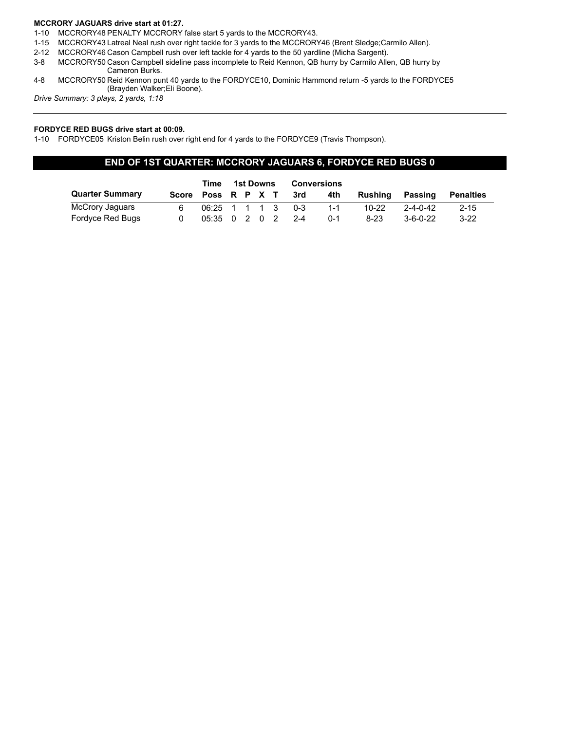**MCCRORY JAGUARS drive start at 01:27.**

1-10 MCCRORY48 PENALTY MCCRORY false start 5 yards to the MCCRORY43.
1-15 MCCRORY43 Latreal Neal rush over right tackle for 3 yards to the MCCRORY46 (Brent Sledge;Carmilo Allen).
2-12 MCCRORY46 Cason Campbell rush over left tackle for 4 yards to the 50 yardline (Micha Sargent).
3-8 MCCRORY50 Cason Campbell sideline pass incomplete to Reid Kennon, QB hurry by Carmilo Allen, QB hurry by Cameron Burks.
4-8 MCCRORY50 Reid Kennon punt 40 yards to the FORDYCE10, Dominic Hammond return -5 yards to the FORDYCE5 (Brayden Walker;Eli Boone).

*Drive Summary: 3 plays, 2 yards, 1:18*

---

**FORDYCE RED BUGS drive start at 00:09.**

1-10 FORDYCE05 Kriston Belin rush over right end for 4 yards to the FORDYCE9 (Travis Thompson).

## END OF 1ST QUARTER: MCCRORY JAGUARS 6, FORDYCE RED BUGS 0

| | | Time | 1st Downs | | | | Conversions | | | | |
|---|---|---|---|---|---|---|---|---|---|---|---|
| **Quarter Summary** | **Score** | **Poss** | **R** | **P** | **X** | **T** | **3rd** | **4th** | **Rushing** | **Passing** | **Penalties** |
| McCrory Jaguars | 6 | 06:25 | 1 | 1 | 1 | 3 | 0-3 | 1-1 | 10-22 | 2-4-0-42 | 2-15 |
| Fordyce Red Bugs | 0 | 05:35 | 0 | 2 | 0 | 2 | 2-4 | 0-1 | 8-23 | 3-6-0-22 | 3-22 |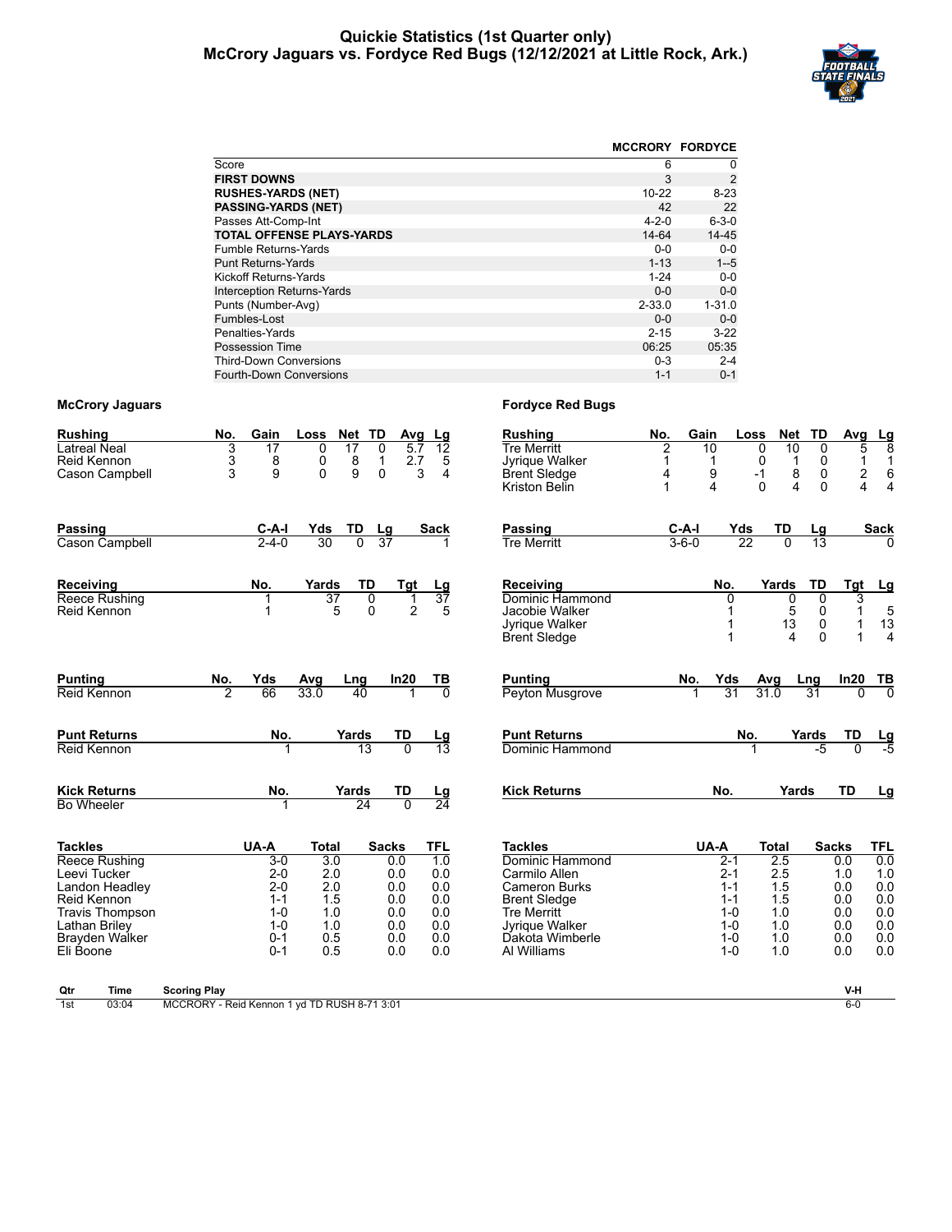# Quickie Statistics (1st Quarter only)
## McCrory Jaguars vs. Fordyce Red Bugs (12/12/2021 at Little Rock, Ark.)

| | MCCRORY | FORDYCE |
|---|---|---|
| Score | 6 | 0 |
| **FIRST DOWNS** | 3 | 2 |
| **RUSHES-YARDS (NET)** | 10-22 | 8-23 |
| **PASSING-YARDS (NET)** | 42 | 22 |
| Passes Att-Comp-Int | 4-2-0 | 6-3-0 |
| **TOTAL OFFENSE PLAYS-YARDS** | 14-64 | 14-45 |
| Fumble Returns-Yards | 0-0 | 0-0 |
| Punt Returns-Yards | 1-13 | 1--5 |
| Kickoff Returns-Yards | 1-24 | 0-0 |
| Interception Returns-Yards | 0-0 | 0-0 |
| Punts (Number-Avg) | 2-33.0 | 1-31.0 |
| Fumbles-Lost | 0-0 | 0-0 |
| Penalties-Yards | 2-15 | 3-22 |
| Possession Time | 06:25 | 05:35 |
| Third-Down Conversions | 0-3 | 2-4 |
| Fourth-Down Conversions | 1-1 | 0-1 |

### McCrory Jaguars

| Rushing | No. | Gain | Loss | Net | TD | Avg | Lg |
|---|---|---|---|---|---|---|---|
| Latreal Neal | 3 | 17 | 0 | 17 | 0 | 5.7 | 12 |
| Reid Kennon | 3 | 8 | 0 | 8 | 1 | 2.7 | 5 |
| Cason Campbell | 3 | 9 | 0 | 9 | 0 | 3 | 4 |

| Passing | C-A-I | Yds | TD | Lg | Sack |
|---|---|---|---|---|---|
| Cason Campbell | 2-4-0 | 30 | 0 | 37 | 1 |

| Receiving | No. | Yards | TD | Tgt | Lg |
|---|---|---|---|---|---|
| Reece Rushing | 1 | 37 | 0 | 1 | 37 |
| Reid Kennon | 1 | 5 | 0 | 2 | 5 |

| Punting | No. | Yds | Avg | Lng | In20 | TB |
|---|---|---|---|---|---|---|
| Reid Kennon | 2 | 66 | 33.0 | 40 | 1 | 0 |

| Punt Returns | No. | Yards | TD | Lg |
|---|---|---|---|---|
| Reid Kennon | 1 | 13 | 0 | 13 |

| Kick Returns | No. | Yards | TD | Lg |
|---|---|---|---|---|
| Bo Wheeler | 1 | 24 | 0 | 24 |

| Tackles | UA-A | Total | Sacks | TFL |
|---|---|---|---|---|
| Reece Rushing | 3-0 | 3.0 | 0.0 | 1.0 |
| Leevi Tucker | 2-0 | 2.0 | 0.0 | 0.0 |
| Landon Headley | 2-0 | 2.0 | 0.0 | 0.0 |
| Reid Kennon | 1-1 | 1.5 | 0.0 | 0.0 |
| Travis Thompson | 1-0 | 1.0 | 0.0 | 0.0 |
| Lathan Briley | 1-0 | 1.0 | 0.0 | 0.0 |
| Brayden Walker | 0-1 | 0.5 | 0.0 | 0.0 |
| Eli Boone | 0-1 | 0.5 | 0.0 | 0.0 |

### Fordyce Red Bugs

| Rushing | No. | Gain | Loss | Net | TD | Avg | Lg |
|---|---|---|---|---|---|---|---|
| Tre Merritt | 2 | 10 | 0 | 10 | 0 | 5 | 8 |
| Jyrique Walker | 1 | 1 | 0 | 1 | 0 | 1 | 1 |
| Brent Sledge | 4 | 9 | -1 | 8 | 0 | 2 | 6 |
| Kriston Belin | 1 | 4 | 0 | 4 | 0 | 4 | 4 |

| Passing | C-A-I | Yds | TD | Lg | Sack |
|---|---|---|---|---|---|
| Tre Merritt | 3-6-0 | 22 | 0 | 13 | 0 |

| Receiving | No. | Yards | TD | Tgt | Lg |
|---|---|---|---|---|---|
| Dominic Hammond | 0 | 0 | 0 | 3 | |
| Jacobie Walker | 1 | 5 | 0 | 1 | 5 |
| Jyrique Walker | 1 | 13 | 0 | 1 | 13 |
| Brent Sledge | 1 | 4 | 0 | 1 | 4 |

| Punting | No. | Yds | Avg | Lng | In20 | TB |
|---|---|---|---|---|---|---|
| Peyton Musgrove | 1 | 31 | 31.0 | 31 | 0 | 0 |

| Punt Returns | No. | Yards | TD | Lg |
|---|---|---|---|---|
| Dominic Hammond | 1 | -5 | 0 | -5 |

| Kick Returns | No. | Yards | TD | Lg |
|---|---|---|---|---|

| Tackles | UA-A | Total | Sacks | TFL |
|---|---|---|---|---|
| Dominic Hammond | 2-1 | 2.5 | 0.0 | 0.0 |
| Carmilo Allen | 2-1 | 2.5 | 1.0 | 1.0 |
| Cameron Burks | 1-1 | 1.5 | 0.0 | 0.0 |
| Brent Sledge | 1-1 | 1.5 | 0.0 | 0.0 |
| Tre Merritt | 1-0 | 1.0 | 0.0 | 0.0 |
| Jyrique Walker | 1-0 | 1.0 | 0.0 | 0.0 |
| Dakota Wimberle | 1-0 | 1.0 | 0.0 | 0.0 |
| Al Williams | 1-0 | 1.0 | 0.0 | 0.0 |

| Qtr | Time | Scoring Play | V-H |
|---|---|---|---|
| 1st | 03:04 | MCCRORY - Reid Kennon 1 yd TD RUSH 8-71 3:01 | 6-0 |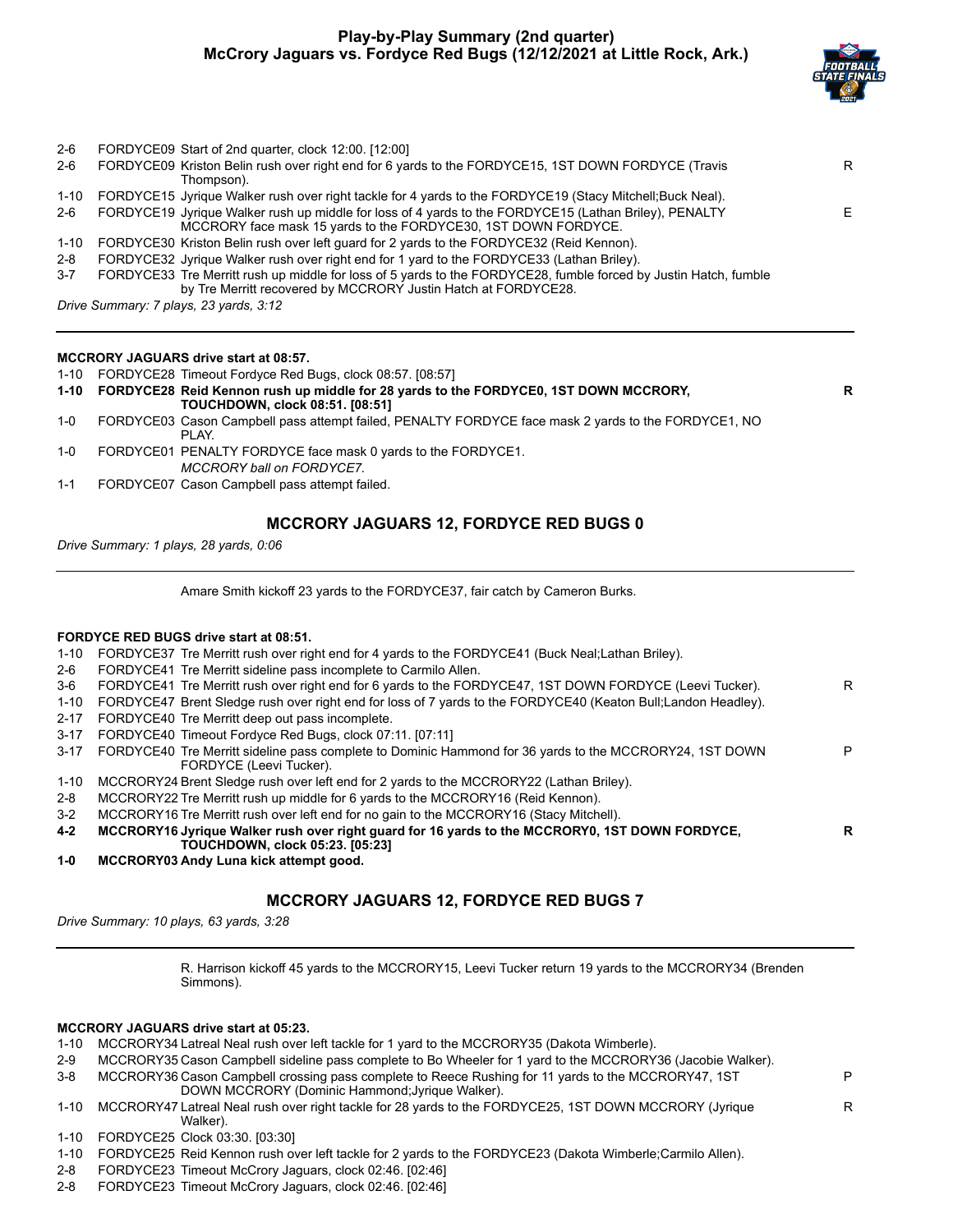# Play-by-Play Summary (2nd quarter)
## McCrory Jaguars vs. Fordyce Red Bugs (12/12/2021 at Little Rock, Ark.)

| | | |
|---|---|---|
| 2-6 | FORDYCE09 Start of 2nd quarter, clock 12:00. [12:00] | |
| 2-6 | FORDYCE09 Kriston Belin rush over right end for 6 yards to the FORDYCE15, 1ST DOWN FORDYCE (Travis Thompson). | R |
| 1-10 | FORDYCE15 Jyrique Walker rush over right tackle for 4 yards to the FORDYCE19 (Stacy Mitchell;Buck Neal). | |
| 2-6 | FORDYCE19 Jyrique Walker rush up middle for loss of 4 yards to the FORDYCE15 (Lathan Briley), PENALTY MCCRORY face mask 15 yards to the FORDYCE30, 1ST DOWN FORDYCE. | E |
| 1-10 | FORDYCE30 Kriston Belin rush over left guard for 2 yards to the FORDYCE32 (Reid Kennon). | |
| 2-8 | FORDYCE32 Jyrique Walker rush over right end for 1 yard to the FORDYCE33 (Lathan Briley). | |
| 3-7 | FORDYCE33 Tre Merritt rush up middle for loss of 5 yards to the FORDYCE28, fumble forced by Justin Hatch, fumble by Tre Merritt recovered by MCCRORY Justin Hatch at FORDYCE28. | |

*Drive Summary: 7 plays, 23 yards, 3:12*

**MCCRORY JAGUARS drive start at 08:57.**

| | | |
|---|---|---|
| 1-10 | FORDYCE28 Timeout Fordyce Red Bugs, clock 08:57. [08:57] | |
| **1-10** | **FORDYCE28 Reid Kennon rush up middle for 28 yards to the FORDYCE0, 1ST DOWN MCCRORY, TOUCHDOWN, clock 08:51. [08:51]** | **R** |
| 1-0 | FORDYCE03 Cason Campbell pass attempt failed, PENALTY FORDYCE face mask 2 yards to the FORDYCE1, NO PLAY. | |
| 1-0 | FORDYCE01 PENALTY FORDYCE face mask 0 yards to the FORDYCE1. *MCCRORY ball on FORDYCE7.* | |
| 1-1 | FORDYCE07 Cason Campbell pass attempt failed. | |

### MCCRORY JAGUARS 12, FORDYCE RED BUGS 0

*Drive Summary: 1 plays, 28 yards, 0:06*

Amare Smith kickoff 23 yards to the FORDYCE37, fair catch by Cameron Burks.

**FORDYCE RED BUGS drive start at 08:51.**

| | | |
|---|---|---|
| 1-10 | FORDYCE37 Tre Merritt rush over right end for 4 yards to the FORDYCE41 (Buck Neal;Lathan Briley). | |
| 2-6 | FORDYCE41 Tre Merritt sideline pass incomplete to Carmilo Allen. | |
| 3-6 | FORDYCE41 Tre Merritt rush over right end for 6 yards to the FORDYCE47, 1ST DOWN FORDYCE (Leevi Tucker). | R |
| 1-10 | FORDYCE47 Brent Sledge rush over right end for loss of 7 yards to the FORDYCE40 (Keaton Bull;Landon Headley). | |
| 2-17 | FORDYCE40 Tre Merritt deep out pass incomplete. | |
| 3-17 | FORDYCE40 Timeout Fordyce Red Bugs, clock 07:11. [07:11] | |
| 3-17 | FORDYCE40 Tre Merritt sideline pass complete to Dominic Hammond for 36 yards to the MCCRORY24, 1ST DOWN FORDYCE (Leevi Tucker). | P |
| 1-10 | MCCRORY24 Brent Sledge rush over left end for 2 yards to the MCCRORY22 (Lathan Briley). | |
| 2-8 | MCCRORY22 Tre Merritt rush up middle for 6 yards to the MCCRORY16 (Reid Kennon). | |
| 3-2 | MCCRORY16 Tre Merritt rush over left end for no gain to the MCCRORY16 (Stacy Mitchell). | |
| **4-2** | **MCCRORY16 Jyrique Walker rush over right guard for 16 yards to the MCCRORY0, 1ST DOWN FORDYCE, TOUCHDOWN, clock 05:23. [05:23]** | **R** |
| **1-0** | **MCCRORY03 Andy Luna kick attempt good.** | |

### MCCRORY JAGUARS 12, FORDYCE RED BUGS 7

*Drive Summary: 10 plays, 63 yards, 3:28*

R. Harrison kickoff 45 yards to the MCCRORY15, Leevi Tucker return 19 yards to the MCCRORY34 (Brenden Simmons).

**MCCRORY JAGUARS drive start at 05:23.**

| | | |
|---|---|---|
| 1-10 | MCCRORY34 Latreal Neal rush over left tackle for 1 yard to the MCCRORY35 (Dakota Wimberle). | |
| 2-9 | MCCRORY35 Cason Campbell sideline pass complete to Bo Wheeler for 1 yard to the MCCRORY36 (Jacobie Walker). | |
| 3-8 | MCCRORY36 Cason Campbell crossing pass complete to Reece Rushing for 11 yards to the MCCRORY47, 1ST DOWN MCCRORY (Dominic Hammond;Jyrique Walker). | P |
| 1-10 | MCCRORY47 Latreal Neal rush over right tackle for 28 yards to the FORDYCE25, 1ST DOWN MCCRORY (Jyrique Walker). | R |
| 1-10 | FORDYCE25 Clock 03:30. [03:30] | |
| 1-10 | FORDYCE25 Reid Kennon rush over left tackle for 2 yards to the FORDYCE23 (Dakota Wimberle;Carmilo Allen). | |
| 2-8 | FORDYCE23 Timeout McCrory Jaguars, clock 02:46. [02:46] | |
| 2-8 | FORDYCE23 Timeout McCrory Jaguars, clock 02:46. [02:46] | |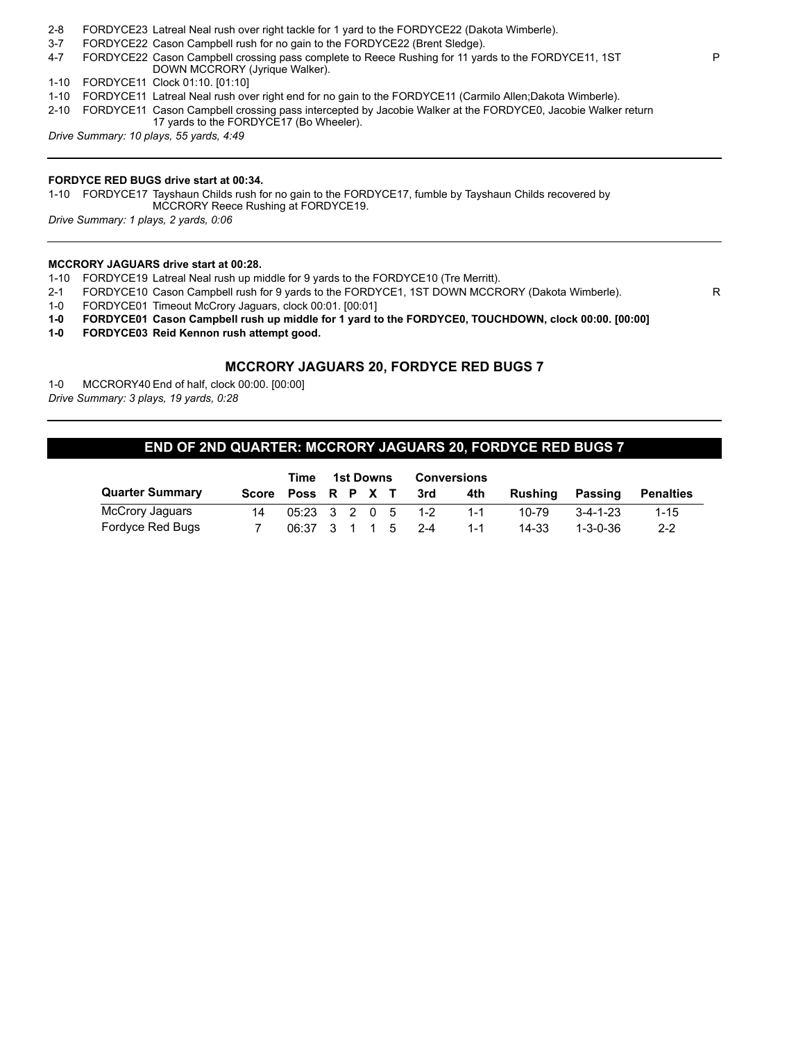2-8 FORDYCE23 Latreal Neal rush over right tackle for 1 yard to the FORDYCE22 (Dakota Wimberle).
3-7 FORDYCE22 Cason Campbell rush for no gain to the FORDYCE22 (Brent Sledge).
4-7 FORDYCE22 Cason Campbell crossing pass complete to Reece Rushing for 11 yards to the FORDYCE11, 1ST DOWN MCCRORY (Jyrique Walker). P
1-10 FORDYCE11 Clock 01:10. [01:10]
1-10 FORDYCE11 Latreal Neal rush over right end for no gain to the FORDYCE11 (Carmilo Allen;Dakota Wimberle).
2-10 FORDYCE11 Cason Campbell crossing pass intercepted by Jacobie Walker at the FORDYCE0, Jacobie Walker return 17 yards to the FORDYCE17 (Bo Wheeler).

*Drive Summary: 10 plays, 55 yards, 4:49*

---

**FORDYCE RED BUGS drive start at 00:34.**

1-10 FORDYCE17 Tayshaun Childs rush for no gain to the FORDYCE17, fumble by Tayshaun Childs recovered by MCCRORY Reece Rushing at FORDYCE19.

*Drive Summary: 1 plays, 2 yards, 0:06*

---

**MCCRORY JAGUARS drive start at 00:28.**

1-10 FORDYCE19 Latreal Neal rush up middle for 9 yards to the FORDYCE10 (Tre Merritt).
2-1 FORDYCE10 Cason Campbell rush for 9 yards to the FORDYCE1, 1ST DOWN MCCRORY (Dakota Wimberle). R
1-0 FORDYCE01 Timeout McCrory Jaguars, clock 00:01. [00:01]
**1-0 FORDYCE01 Cason Campbell rush up middle for 1 yard to the FORDYCE0, TOUCHDOWN, clock 00:00. [00:00]**
**1-0 FORDYCE03 Reid Kennon rush attempt good.**

### MCCRORY JAGUARS 20, FORDYCE RED BUGS 7

1-0 MCCRORY40 End of half, clock 00:00. [00:00]

*Drive Summary: 3 plays, 19 yards, 0:28*

---

## END OF 2ND QUARTER: MCCRORY JAGUARS 20, FORDYCE RED BUGS 7

| Quarter Summary | Score | Time Poss | 1st Downs R | P | X | T | Conversions 3rd | 4th | Rushing | Passing | Penalties |
|---|---|---|---|---|---|---|---|---|---|---|---|
| McCrory Jaguars | 14 | 05:23 | 3 | 2 | 0 | 5 | 1-2 | 1-1 | 10-79 | 3-4-1-23 | 1-15 |
| Fordyce Red Bugs | 7 | 06:37 | 3 | 1 | 1 | 5 | 2-4 | 1-1 | 14-33 | 1-3-0-36 | 2-2 |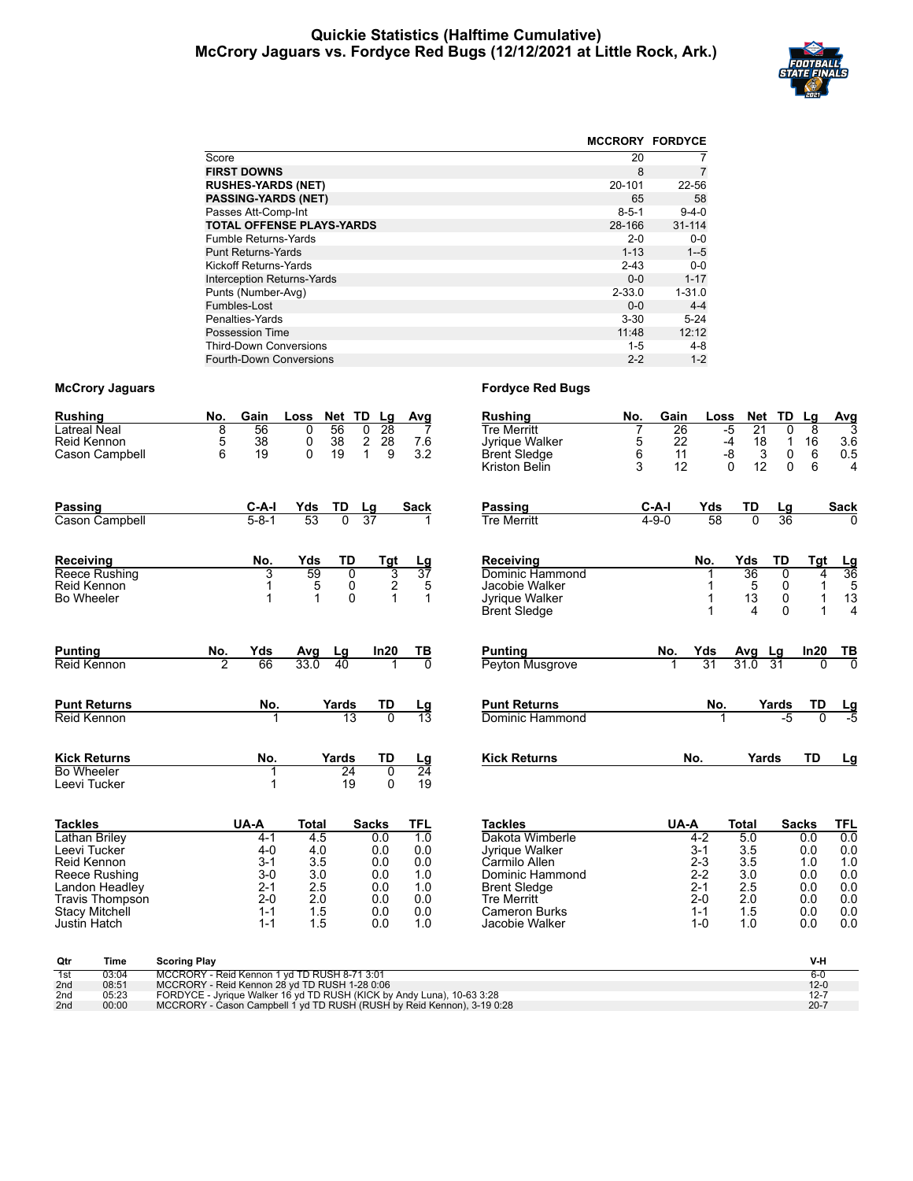# Quickie Statistics (Halftime Cumulative)
## McCrory Jaguars vs. Fordyce Red Bugs (12/12/2021 at Little Rock, Ark.)

| | MCCRORY | FORDYCE |
|---|---|---|
| Score | 20 | 7 |
| **FIRST DOWNS** | 8 | 7 |
| **RUSHES-YARDS (NET)** | 20-101 | 22-56 |
| **PASSING-YARDS (NET)** | 65 | 58 |
| Passes Att-Comp-Int | 8-5-1 | 9-4-0 |
| **TOTAL OFFENSE PLAYS-YARDS** | 28-166 | 31-114 |
| Fumble Returns-Yards | 2-0 | 0-0 |
| Punt Returns-Yards | 1-13 | 1--5 |
| Kickoff Returns-Yards | 2-43 | 0-0 |
| Interception Returns-Yards | 0-0 | 1-17 |
| Punts (Number-Avg) | 2-33.0 | 1-31.0 |
| Fumbles-Lost | 0-0 | 4-4 |
| Penalties-Yards | 3-30 | 5-24 |
| Possession Time | 11:48 | 12:12 |
| Third-Down Conversions | 1-5 | 4-8 |
| Fourth-Down Conversions | 2-2 | 1-2 |

### McCrory Jaguars

| Rushing | No. | Gain | Loss | Net | TD | Lg | Avg |
|---|---|---|---|---|---|---|---|
| Latreal Neal | 8 | 56 | 0 | 56 | 0 | 28 | 7 |
| Reid Kennon | 5 | 38 | 0 | 38 | 2 | 28 | 7.6 |
| Cason Campbell | 6 | 19 | 0 | 19 | 1 | 9 | 3.2 |

| Passing | C-A-I | Yds | TD | Lg | Sack |
|---|---|---|---|---|---|
| Cason Campbell | 5-8-1 | 53 | 0 | 37 | 1 |

| Receiving | No. | Yds | TD | Tgt | Lg |
|---|---|---|---|---|---|
| Reece Rushing | 3 | 59 | 0 | 3 | 37 |
| Reid Kennon | 1 | 5 | 0 | 2 | 5 |
| Bo Wheeler | 1 | 1 | 0 | 1 | 1 |

| Punting | No. | Yds | Avg | Lg | In20 | TB |
|---|---|---|---|---|---|---|
| Reid Kennon | 2 | 66 | 33.0 | 40 | 1 | 0 |

| Punt Returns | No. | Yards | TD | Lg |
|---|---|---|---|---|
| Reid Kennon | 1 | 13 | 0 | 13 |

| Kick Returns | No. | Yards | TD | Lg |
|---|---|---|---|---|
| Bo Wheeler | 1 | 24 | 0 | 24 |
| Leevi Tucker | 1 | 19 | 0 | 19 |

| Tackles | UA-A | Total | Sacks | TFL |
|---|---|---|---|---|
| Lathan Briley | 4-1 | 4.5 | 0.0 | 1.0 |
| Leevi Tucker | 4-0 | 4.0 | 0.0 | 0.0 |
| Reid Kennon | 3-1 | 3.5 | 0.0 | 0.0 |
| Reece Rushing | 3-0 | 3.0 | 0.0 | 1.0 |
| Landon Headley | 2-1 | 2.5 | 0.0 | 1.0 |
| Travis Thompson | 2-0 | 2.0 | 0.0 | 0.0 |
| Stacy Mitchell | 1-1 | 1.5 | 0.0 | 0.0 |
| Justin Hatch | 1-1 | 1.5 | 0.0 | 1.0 |

### Fordyce Red Bugs

| Rushing | No. | Gain | Loss | Net | TD | Lg | Avg |
|---|---|---|---|---|---|---|---|
| Tre Merritt | 7 | 26 | -5 | 21 | 0 | 8 | 3 |
| Jyrique Walker | 5 | 22 | -4 | 18 | 1 | 16 | 3.6 |
| Brent Sledge | 6 | 11 | -8 | 3 | 0 | 6 | 0.5 |
| Kriston Belin | 3 | 12 | 0 | 12 | 0 | 6 | 4 |

| Passing | C-A-I | Yds | TD | Lg | Sack |
|---|---|---|---|---|---|
| Tre Merritt | 4-9-0 | 58 | 0 | 36 | 0 |

| Receiving | No. | Yds | TD | Tgt | Lg |
|---|---|---|---|---|---|
| Dominic Hammond | 1 | 36 | 0 | 4 | 36 |
| Jacobie Walker | 1 | 5 | 0 | 1 | 5 |
| Jyrique Walker | 1 | 13 | 0 | 1 | 13 |
| Brent Sledge | 1 | 4 | 0 | 1 | 4 |

| Punting | No. | Yds | Avg | Lg | In20 | TB |
|---|---|---|---|---|---|---|
| Peyton Musgrove | 1 | 31 | 31.0 | 31 | 0 | 0 |

| Punt Returns | No. | Yards | TD | Lg |
|---|---|---|---|---|
| Dominic Hammond | 1 | -5 | 0 | -5 |

| Kick Returns | No. | Yards | TD | Lg |
|---|---|---|---|---|

| Tackles | UA-A | Total | Sacks | TFL |
|---|---|---|---|---|
| Dakota Wimberle | 4-2 | 5.0 | 0.0 | 0.0 |
| Jyrique Walker | 3-1 | 3.5 | 0.0 | 0.0 |
| Carmilo Allen | 2-3 | 3.5 | 1.0 | 1.0 |
| Dominic Hammond | 2-2 | 3.0 | 0.0 | 0.0 |
| Brent Sledge | 2-1 | 2.5 | 0.0 | 0.0 |
| Tre Merritt | 2-0 | 2.0 | 0.0 | 0.0 |
| Cameron Burks | 1-1 | 1.5 | 0.0 | 0.0 |
| Jacobie Walker | 1-0 | 1.0 | 0.0 | 0.0 |

| Qtr | Time | Scoring Play | V-H |
|---|---|---|---|
| 1st | 03:04 | MCCRORY - Reid Kennon 1 yd TD RUSH 8-71 3:01 | 6-0 |
| 2nd | 08:51 | MCCRORY - Reid Kennon 28 yd TD RUSH 1-28 0:06 | 12-0 |
| 2nd | 05:23 | FORDYCE - Jyrique Walker 16 yd TD RUSH (KICK by Andy Luna), 10-63 3:28 | 12-7 |
| 2nd | 00:00 | MCCRORY - Cason Campbell 1 yd TD RUSH (RUSH by Reid Kennon), 3-19 0:28 | 20-7 |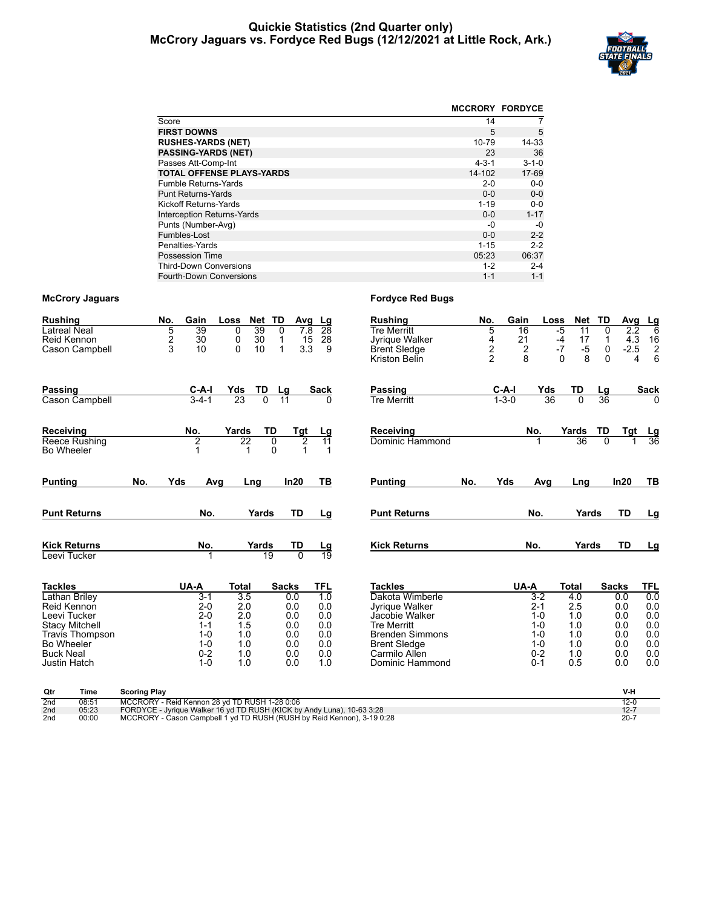# Quickie Statistics (2nd Quarter only)
## McCrory Jaguars vs. Fordyce Red Bugs (12/12/2021 at Little Rock, Ark.)

| | MCCRORY | FORDYCE |
|---|---|---|
| Score | 14 | 7 |
| **FIRST DOWNS** | 5 | 5 |
| **RUSHES-YARDS (NET)** | 10-79 | 14-33 |
| **PASSING-YARDS (NET)** | 23 | 36 |
| Passes Att-Comp-Int | 4-3-1 | 3-1-0 |
| **TOTAL OFFENSE PLAYS-YARDS** | 14-102 | 17-69 |
| Fumble Returns-Yards | 2-0 | 0-0 |
| Punt Returns-Yards | 0-0 | 0-0 |
| Kickoff Returns-Yards | 1-19 | 0-0 |
| Interception Returns-Yards | 0-0 | 1-17 |
| Punts (Number-Avg) | -0 | -0 |
| Fumbles-Lost | 0-0 | 2-2 |
| Penalties-Yards | 1-15 | 2-2 |
| Possession Time | 05:23 | 06:37 |
| Third-Down Conversions | 1-2 | 2-4 |
| Fourth-Down Conversions | 1-1 | 1-1 |

### McCrory Jaguars

| Rushing | No. | Gain | Loss | Net | TD | Avg | Lg |
|---|---|---|---|---|---|---|---|
| Latreal Neal | 5 | 39 | 0 | 39 | 0 | 7.8 | 28 |
| Reid Kennon | 2 | 30 | 0 | 30 | 1 | 15 | 28 |
| Cason Campbell | 3 | 10 | 0 | 10 | 1 | 3.3 | 9 |

| Passing | C-A-I | Yds | TD | Lg | Sack |
|---|---|---|---|---|---|
| Cason Campbell | 3-4-1 | 23 | 0 | 11 | 0 |

| Receiving | No. | Yards | TD | Tgt | Lg |
|---|---|---|---|---|---|
| Reece Rushing | 2 | 22 | 0 | 2 | 11 |
| Bo Wheeler | 1 | 1 | 0 | 1 | 1 |

| Punting | No. | Yds | Avg | Lng | In20 | TB |
|---|---|---|---|---|---|---|

| Punt Returns | No. | Yards | TD | Lg |
|---|---|---|---|---|

| Kick Returns | No. | Yards | TD | Lg |
|---|---|---|---|---|
| Leevi Tucker | 1 | 19 | 0 | 19 |

| Tackles | UA-A | Total | Sacks | TFL |
|---|---|---|---|---|
| Lathan Briley | 3-1 | 3.5 | 0.0 | 1.0 |
| Reid Kennon | 2-0 | 2.0 | 0.0 | 0.0 |
| Leevi Tucker | 2-0 | 2.0 | 0.0 | 0.0 |
| Stacy Mitchell | 1-1 | 1.5 | 0.0 | 0.0 |
| Travis Thompson | 1-0 | 1.0 | 0.0 | 0.0 |
| Bo Wheeler | 1-0 | 1.0 | 0.0 | 0.0 |
| Buck Neal | 0-2 | 1.0 | 0.0 | 0.0 |
| Justin Hatch | 1-0 | 1.0 | 0.0 | 1.0 |

### Fordyce Red Bugs

| Rushing | No. | Gain | Loss | Net | TD | Avg | Lg |
|---|---|---|---|---|---|---|---|
| Tre Merritt | 5 | 16 | -5 | 11 | 0 | 2.2 | 6 |
| Jyrique Walker | 4 | 21 | -4 | 17 | 1 | 4.3 | 16 |
| Brent Sledge | 2 | 2 | -7 | -5 | 0 | -2.5 | 2 |
| Kriston Belin | 2 | 8 | 0 | 8 | 0 | 4 | 6 |

| Passing | C-A-I | Yds | TD | Lg | Sack |
|---|---|---|---|---|---|
| Tre Merritt | 1-3-0 | 36 | 0 | 36 | 0 |

| Receiving | No. | Yards | TD | Tgt | Lg |
|---|---|---|---|---|---|
| Dominic Hammond | 1 | 36 | 0 | 1 | 36 |

| Punting | No. | Yds | Avg | Lng | In20 | TB |
|---|---|---|---|---|---|---|

| Punt Returns | No. | Yards | TD | Lg |
|---|---|---|---|---|

| Kick Returns | No. | Yards | TD | Lg |
|---|---|---|---|---|

| Tackles | UA-A | Total | Sacks | TFL |
|---|---|---|---|---|
| Dakota Wimberle | 3-2 | 4.0 | 0.0 | 0.0 |
| Jyrique Walker | 2-1 | 2.5 | 0.0 | 0.0 |
| Jacobie Walker | 1-0 | 1.0 | 0.0 | 0.0 |
| Tre Merritt | 1-0 | 1.0 | 0.0 | 0.0 |
| Brenden Simmons | 1-0 | 1.0 | 0.0 | 0.0 |
| Brent Sledge | 1-0 | 1.0 | 0.0 | 0.0 |
| Carmilo Allen | 0-2 | 1.0 | 0.0 | 0.0 |
| Dominic Hammond | 0-1 | 0.5 | 0.0 | 0.0 |

| Qtr | Time | Scoring Play | V-H |
|---|---|---|---|
| 2nd | 08:51 | MCCRORY - Reid Kennon 28 yd TD RUSH 1-28 0:06 | 12-0 |
| 2nd | 05:23 | FORDYCE - Jyrique Walker 16 yd TD RUSH (KICK by Andy Luna), 10-63 3:28 | 12-7 |
| 2nd | 00:00 | MCCRORY - Cason Campbell 1 yd TD RUSH (RUSH by Reid Kennon), 3-19 0:28 | 20-7 |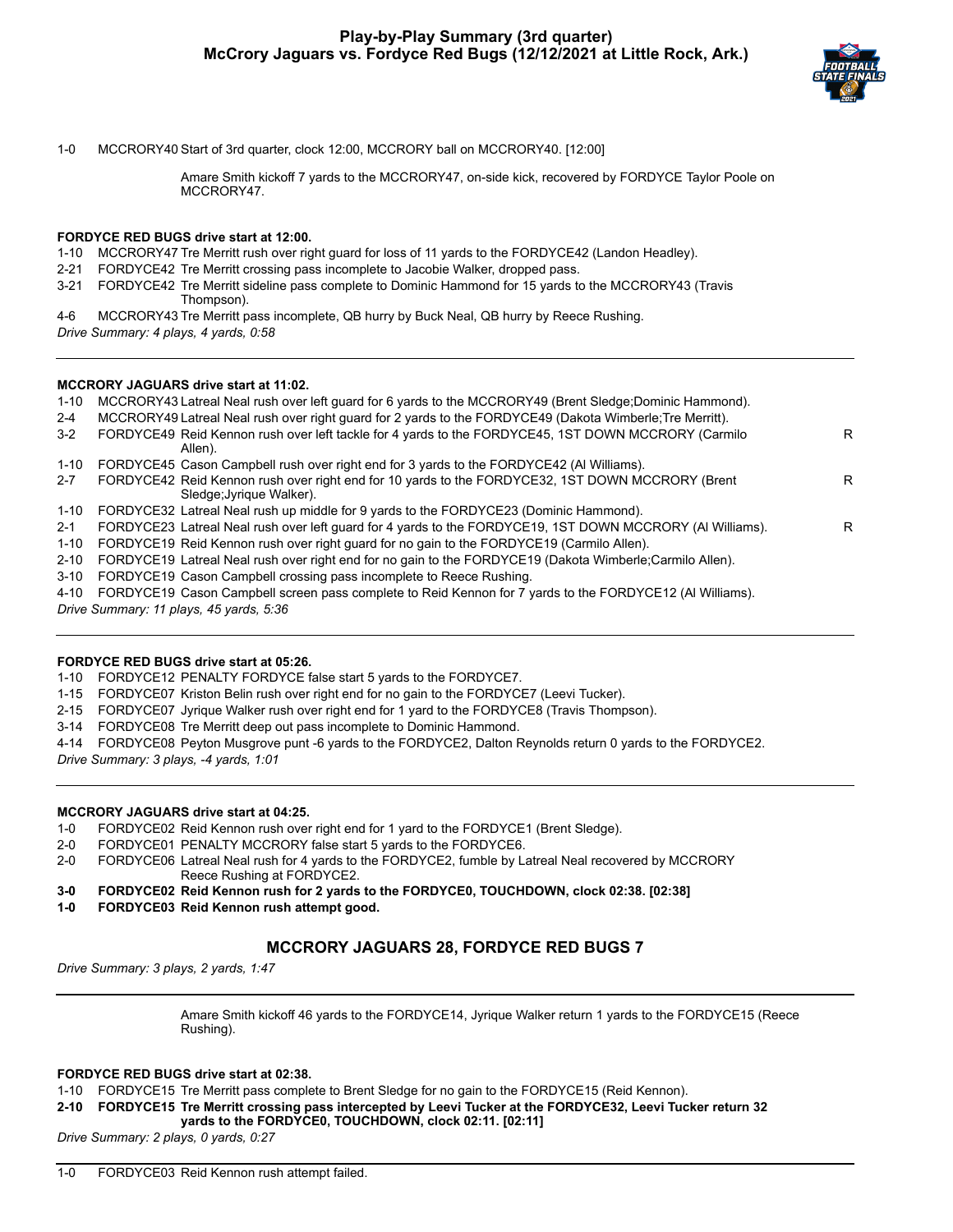# Play-by-Play Summary (3rd quarter)
## McCrory Jaguars vs. Fordyce Red Bugs (12/12/2021 at Little Rock, Ark.)

1-0 MCCRORY40 Start of 3rd quarter, clock 12:00, MCCRORY ball on MCCRORY40. [12:00]

Amare Smith kickoff 7 yards to the MCCRORY47, on-side kick, recovered by FORDYCE Taylor Poole on MCCRORY47.

**FORDYCE RED BUGS drive start at 12:00.**

1-10 MCCRORY47 Tre Merritt rush over right guard for loss of 11 yards to the FORDYCE42 (Landon Headley).
2-21 FORDYCE42 Tre Merritt crossing pass incomplete to Jacobie Walker, dropped pass.
3-21 FORDYCE42 Tre Merritt sideline pass complete to Dominic Hammond for 15 yards to the MCCRORY43 (Travis Thompson).
4-6 MCCRORY43 Tre Merritt pass incomplete, QB hurry by Buck Neal, QB hurry by Reece Rushing.

*Drive Summary: 4 plays, 4 yards, 0:58*

---

**MCCRORY JAGUARS drive start at 11:02.**

1-10 MCCRORY43 Latreal Neal rush over left guard for 6 yards to the MCCRORY49 (Brent Sledge;Dominic Hammond).
2-4 MCCRORY49 Latreal Neal rush over right guard for 2 yards to the FORDYCE49 (Dakota Wimberle;Tre Merritt).
3-2 FORDYCE49 Reid Kennon rush over left tackle for 4 yards to the FORDYCE45, 1ST DOWN MCCRORY (Carmilo Allen). R
1-10 FORDYCE45 Cason Campbell rush over right end for 3 yards to the FORDYCE42 (Al Williams).
2-7 FORDYCE42 Reid Kennon rush over right end for 10 yards to the FORDYCE32, 1ST DOWN MCCRORY (Brent Sledge;Jyrique Walker). R
1-10 FORDYCE32 Latreal Neal rush up middle for 9 yards to the FORDYCE23 (Dominic Hammond).
2-1 FORDYCE23 Latreal Neal rush over left guard for 4 yards to the FORDYCE19, 1ST DOWN MCCRORY (Al Williams). R
1-10 FORDYCE19 Reid Kennon rush over right guard for no gain to the FORDYCE19 (Carmilo Allen).
2-10 FORDYCE19 Latreal Neal rush over right end for no gain to the FORDYCE19 (Dakota Wimberle;Carmilo Allen).
3-10 FORDYCE19 Cason Campbell crossing pass incomplete to Reece Rushing.
4-10 FORDYCE19 Cason Campbell screen pass complete to Reid Kennon for 7 yards to the FORDYCE12 (Al Williams).

*Drive Summary: 11 plays, 45 yards, 5:36*

---

**FORDYCE RED BUGS drive start at 05:26.**

1-10 FORDYCE12 PENALTY FORDYCE false start 5 yards to the FORDYCE7.
1-15 FORDYCE07 Kriston Belin rush over right end for no gain to the FORDYCE7 (Leevi Tucker).
2-15 FORDYCE07 Jyrique Walker rush over right end for 1 yard to the FORDYCE8 (Travis Thompson).
3-14 FORDYCE08 Tre Merritt deep out pass incomplete to Dominic Hammond.
4-14 FORDYCE08 Peyton Musgrove punt -6 yards to the FORDYCE2, Dalton Reynolds return 0 yards to the FORDYCE2.

*Drive Summary: 3 plays, -4 yards, 1:01*

---

**MCCRORY JAGUARS drive start at 04:25.**

1-0 FORDYCE02 Reid Kennon rush over right end for 1 yard to the FORDYCE1 (Brent Sledge).
2-0 FORDYCE01 PENALTY MCCRORY false start 5 yards to the FORDYCE6.
2-0 FORDYCE06 Latreal Neal rush for 4 yards to the FORDYCE2, fumble by Latreal Neal recovered by MCCRORY Reece Rushing at FORDYCE2.
**3-0 FORDYCE02 Reid Kennon rush for 2 yards to the FORDYCE0, TOUCHDOWN, clock 02:38. [02:38]**
**1-0 FORDYCE03 Reid Kennon rush attempt good.**

## MCCRORY JAGUARS 28, FORDYCE RED BUGS 7

*Drive Summary: 3 plays, 2 yards, 1:47*

---

Amare Smith kickoff 46 yards to the FORDYCE14, Jyrique Walker return 1 yards to the FORDYCE15 (Reece Rushing).

**FORDYCE RED BUGS drive start at 02:38.**

1-10 FORDYCE15 Tre Merritt pass complete to Brent Sledge for no gain to the FORDYCE15 (Reid Kennon).
**2-10 FORDYCE15 Tre Merritt crossing pass intercepted by Leevi Tucker at the FORDYCE32, Leevi Tucker return 32 yards to the FORDYCE0, TOUCHDOWN, clock 02:11. [02:11]**

*Drive Summary: 2 plays, 0 yards, 0:27*

---

1-0 FORDYCE03 Reid Kennon rush attempt failed.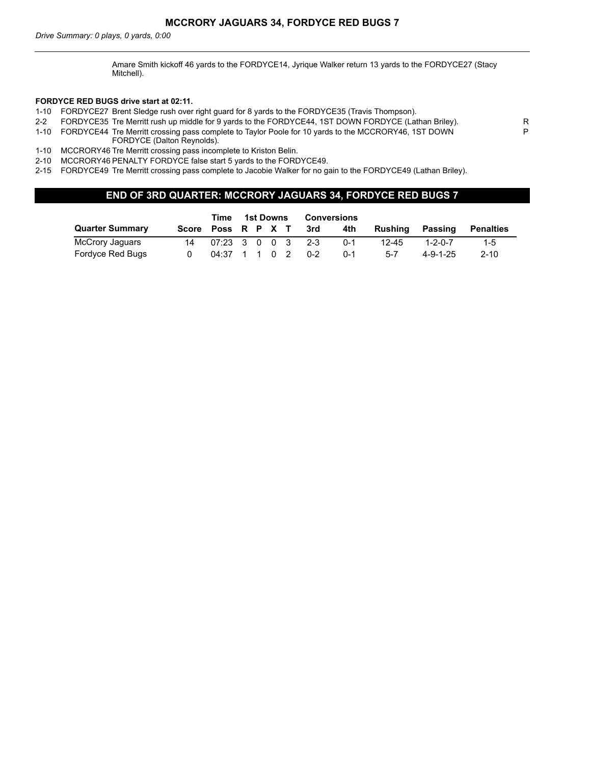**MCCRORY JAGUARS 34, FORDYCE RED BUGS 7**

*Drive Summary: 0 plays, 0 yards, 0:00*

---

Amare Smith kickoff 46 yards to the FORDYCE14, Jyrique Walker return 13 yards to the FORDYCE27 (Stacy Mitchell).

**FORDYCE RED BUGS drive start at 02:11.**

| | | | |
|---|---|---|---|
| 1-10 | FORDYCE27 | Brent Sledge rush over right guard for 8 yards to the FORDYCE35 (Travis Thompson). | |
| 2-2 | FORDYCE35 | Tre Merritt rush up middle for 9 yards to the FORDYCE44, 1ST DOWN FORDYCE (Lathan Briley). | R |
| 1-10 | FORDYCE44 | Tre Merritt crossing pass complete to Taylor Poole for 10 yards to the MCCRORY46, 1ST DOWN FORDYCE (Dalton Reynolds). | P |
| 1-10 | MCCRORY46 | Tre Merritt crossing pass incomplete to Kriston Belin. | |
| 2-10 | MCCRORY46 | PENALTY FORDYCE false start 5 yards to the FORDYCE49. | |
| 2-15 | FORDYCE49 | Tre Merritt crossing pass complete to Jacobie Walker for no gain to the FORDYCE49 (Lathan Briley). | |

## END OF 3RD QUARTER: MCCRORY JAGUARS 34, FORDYCE RED BUGS 7

| Quarter Summary | Score | Time Poss | 1st Downs R | P | X | T | Conversions 3rd | 4th | Rushing | Passing | Penalties |
|---|---|---|---|---|---|---|---|---|---|---|---|
| McCrory Jaguars | 14 | 07:23 | 3 | 0 | 0 | 3 | 2-3 | 0-1 | 12-45 | 1-2-0-7 | 1-5 |
| Fordyce Red Bugs | 0 | 04:37 | 1 | 1 | 0 | 2 | 0-2 | 0-1 | 5-7 | 4-9-1-25 | 2-10 |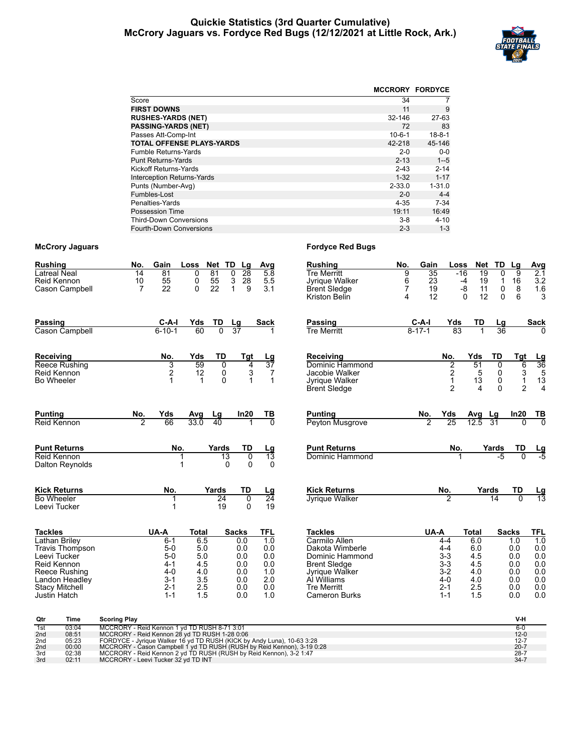# Quickie Statistics (3rd Quarter Cumulative)
## McCrory Jaguars vs. Fordyce Red Bugs (12/12/2021 at Little Rock, Ark.)

| | MCCRORY | FORDYCE |
|---|---|---|
| Score | 34 | 7 |
| **FIRST DOWNS** | 11 | 9 |
| **RUSHES-YARDS (NET)** | 32-146 | 27-63 |
| **PASSING-YARDS (NET)** | 72 | 83 |
| Passes Att-Comp-Int | 10-6-1 | 18-8-1 |
| **TOTAL OFFENSE PLAYS-YARDS** | 42-218 | 45-146 |
| Fumble Returns-Yards | 2-0 | 0-0 |
| Punt Returns-Yards | 2-13 | 1--5 |
| Kickoff Returns-Yards | 2-43 | 2-14 |
| Interception Returns-Yards | 1-32 | 1-17 |
| Punts (Number-Avg) | 2-33.0 | 1-31.0 |
| Fumbles-Lost | 2-0 | 4-4 |
| Penalties-Yards | 4-35 | 7-34 |
| Possession Time | 19:11 | 16:49 |
| Third-Down Conversions | 3-8 | 4-10 |
| Fourth-Down Conversions | 2-3 | 1-3 |

### McCrory Jaguars

| Rushing | No. | Gain | Loss | Net | TD | Lg | Avg |
|---|---|---|---|---|---|---|---|
| Latreal Neal | 14 | 81 | 0 | 81 | 0 | 28 | 5.8 |
| Reid Kennon | 10 | 55 | 0 | 55 | 3 | 28 | 5.5 |
| Cason Campbell | 7 | 22 | 0 | 22 | 1 | 9 | 3.1 |

| Passing | C-A-I | Yds | TD | Lg | Sack |
|---|---|---|---|---|---|
| Cason Campbell | 6-10-1 | 60 | 0 | 37 | 1 |

| Receiving | No. | Yds | TD | Tgt | Lg |
|---|---|---|---|---|---|
| Reece Rushing | 3 | 59 | 0 | 4 | 37 |
| Reid Kennon | 2 | 12 | 0 | 3 | 7 |
| Bo Wheeler | 1 | 1 | 0 | 1 | 1 |

| Punting | No. | Yds | Avg | Lg | In20 | TB |
|---|---|---|---|---|---|---|
| Reid Kennon | 2 | 66 | 33.0 | 40 | 1 | 0 |

| Punt Returns | No. | Yards | TD | Lg |
|---|---|---|---|---|
| Reid Kennon | 1 | 13 | 0 | 13 |
| Dalton Reynolds | 1 | 0 | 0 | 0 |

| Kick Returns | No. | Yards | TD | Lg |
|---|---|---|---|---|
| Bo Wheeler | 1 | 24 | 0 | 24 |
| Leevi Tucker | 1 | 19 | 0 | 19 |

| Tackles | UA-A | Total | Sacks | TFL |
|---|---|---|---|---|
| Lathan Briley | 6-1 | 6.5 | 0.0 | 1.0 |
| Travis Thompson | 5-0 | 5.0 | 0.0 | 0.0 |
| Leevi Tucker | 5-0 | 5.0 | 0.0 | 0.0 |
| Reid Kennon | 4-1 | 4.5 | 0.0 | 0.0 |
| Reece Rushing | 4-0 | 4.0 | 0.0 | 1.0 |
| Landon Headley | 3-1 | 3.5 | 0.0 | 2.0 |
| Stacy Mitchell | 2-1 | 2.5 | 0.0 | 0.0 |
| Justin Hatch | 1-1 | 1.5 | 0.0 | 1.0 |

### Fordyce Red Bugs

| Rushing | No. | Gain | Loss | Net | TD | Lg | Avg |
|---|---|---|---|---|---|---|---|
| Tre Merritt | 9 | 35 | -16 | 19 | 0 | 9 | 2.1 |
| Jyrique Walker | 6 | 23 | -4 | 19 | 1 | 16 | 3.2 |
| Brent Sledge | 7 | 19 | -8 | 11 | 0 | 8 | 1.6 |
| Kriston Belin | 4 | 12 | 0 | 12 | 0 | 6 | 3 |

| Passing | C-A-I | Yds | TD | Lg | Sack |
|---|---|---|---|---|---|
| Tre Merritt | 8-17-1 | 83 | 1 | 36 | 0 |

| Receiving | No. | Yds | TD | Tgt | Lg |
|---|---|---|---|---|---|
| Dominic Hammond | 2 | 51 | 0 | 6 | 36 |
| Jacobie Walker | 2 | 5 | 0 | 3 | 5 |
| Jyrique Walker | 1 | 13 | 0 | 1 | 13 |
| Brent Sledge | 2 | 4 | 0 | 2 | 4 |

| Punting | No. | Yds | Avg | Lg | In20 | TB |
|---|---|---|---|---|---|---|
| Peyton Musgrove | 2 | 25 | 12.5 | 31 | 0 | 0 |

| Punt Returns | No. | Yards | TD | Lg |
|---|---|---|---|---|
| Dominic Hammond | 1 | -5 | 0 | -5 |

| Kick Returns | No. | Yards | TD | Lg |
|---|---|---|---|---|
| Jyrique Walker | 2 | 14 | 0 | 13 |

| Tackles | UA-A | Total | Sacks | TFL |
|---|---|---|---|---|
| Carmilo Allen | 4-4 | 6.0 | 1.0 | 1.0 |
| Dakota Wimberle | 4-4 | 6.0 | 0.0 | 0.0 |
| Dominic Hammond | 3-3 | 4.5 | 0.0 | 0.0 |
| Brent Sledge | 3-3 | 4.5 | 0.0 | 0.0 |
| Jyrique Walker | 3-2 | 4.0 | 0.0 | 0.0 |
| Al Williams | 4-0 | 4.0 | 0.0 | 0.0 |
| Tre Merritt | 2-1 | 2.5 | 0.0 | 0.0 |
| Cameron Burks | 1-1 | 1.5 | 0.0 | 0.0 |

| Qtr | Time | Scoring Play | V-H |
|---|---|---|---|
| 1st | 03:04 | MCCRORY - Reid Kennon 1 yd TD RUSH 8-71 3:01 | 6-0 |
| 2nd | 08:51 | MCCRORY - Reid Kennon 28 yd TD RUSH 1-28 0:06 | 12-0 |
| 2nd | 05:23 | FORDYCE - Jyrique Walker 16 yd TD RUSH (KICK by Andy Luna), 10-63 3:28 | 12-7 |
| 2nd | 00:00 | MCCRORY - Cason Campbell 1 yd TD RUSH (RUSH by Reid Kennon), 3-19 0:28 | 20-7 |
| 3rd | 02:38 | MCCRORY - Reid Kennon 2 yd TD RUSH (RUSH by Reid Kennon), 3-2 1:47 | 28-7 |
| 3rd | 02:11 | MCCRORY - Leevi Tucker 32 yd TD INT | 34-7 |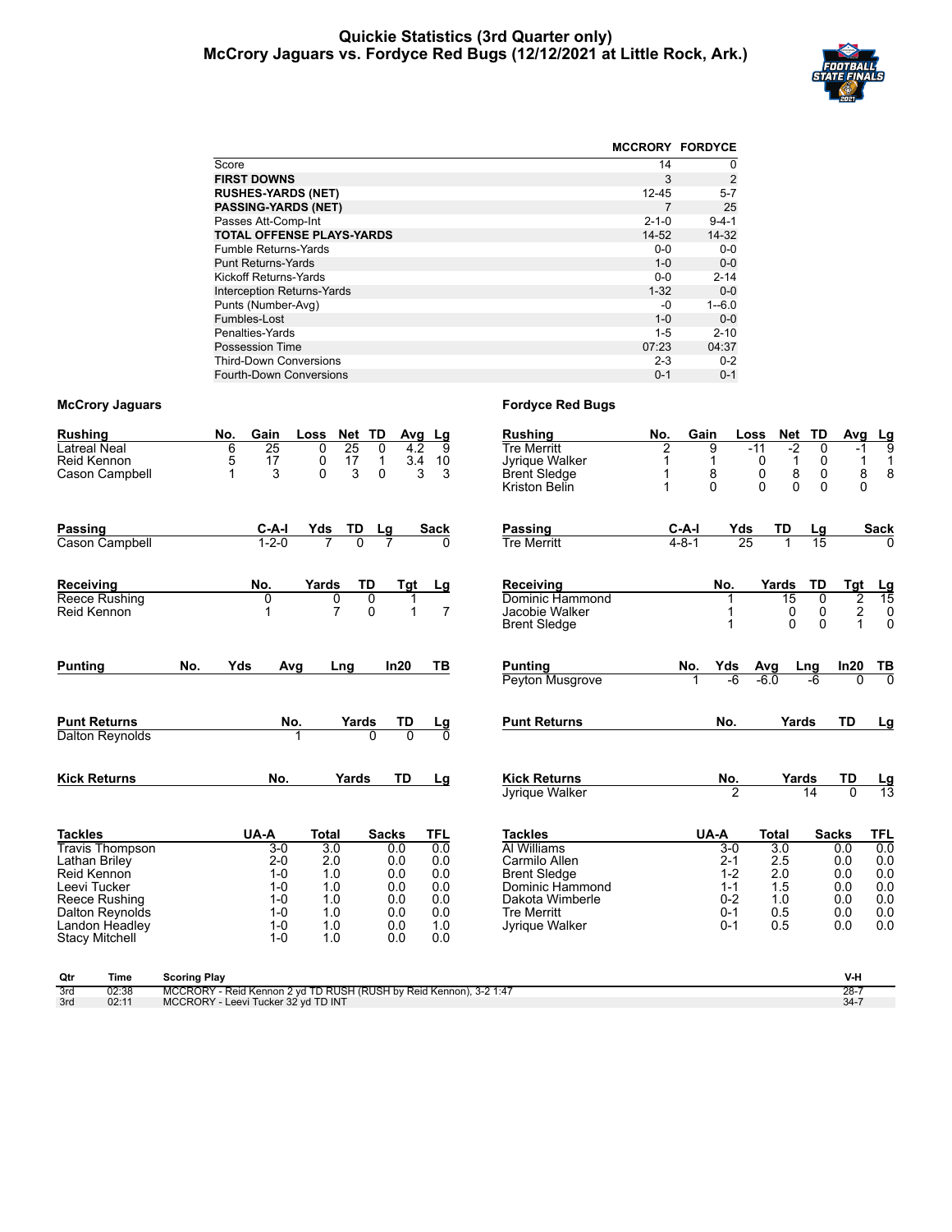# Quickie Statistics (3rd Quarter only)
## McCrory Jaguars vs. Fordyce Red Bugs (12/12/2021 at Little Rock, Ark.)

| | MCCRORY | FORDYCE |
|---|---|---|
| Score | 14 | 0 |
| **FIRST DOWNS** | 3 | 2 |
| **RUSHES-YARDS (NET)** | 12-45 | 5-7 |
| **PASSING-YARDS (NET)** | 7 | 25 |
| Passes Att-Comp-Int | 2-1-0 | 9-4-1 |
| **TOTAL OFFENSE PLAYS-YARDS** | 14-52 | 14-32 |
| Fumble Returns-Yards | 0-0 | 0-0 |
| Punt Returns-Yards | 1-0 | 0-0 |
| Kickoff Returns-Yards | 0-0 | 2-14 |
| Interception Returns-Yards | 1-32 | 0-0 |
| Punts (Number-Avg) | -0 | 1--6.0 |
| Fumbles-Lost | 1-0 | 0-0 |
| Penalties-Yards | 1-5 | 2-10 |
| Possession Time | 07:23 | 04:37 |
| Third-Down Conversions | 2-3 | 0-2 |
| Fourth-Down Conversions | 0-1 | 0-1 |

### McCrory Jaguars

| Rushing | No. | Gain | Loss | Net | TD | Avg | Lg |
|---|---|---|---|---|---|---|---|
| Latreal Neal | 6 | 25 | 0 | 25 | 0 | 4.2 | 9 |
| Reid Kennon | 5 | 17 | 0 | 17 | 1 | 3.4 | 10 |
| Cason Campbell | 1 | 3 | 0 | 3 | 0 | 3 | 3 |

| Passing | C-A-I | Yds | TD | Lg | Sack |
|---|---|---|---|---|---|
| Cason Campbell | 1-2-0 | 7 | 0 | 7 | 0 |

| Receiving | No. | Yards | TD | Tgt | Lg |
|---|---|---|---|---|---|
| Reece Rushing | 0 | 0 | 0 | 1 | |
| Reid Kennon | 1 | 7 | 0 | 1 | 7 |

| Punting | No. | Yds | Avg | Lng | In20 | TB |
|---|---|---|---|---|---|---|

| Punt Returns | No. | Yards | TD | Lg |
|---|---|---|---|---|
| Dalton Reynolds | 1 | 0 | 0 | 0 |

| Kick Returns | No. | Yards | TD | Lg |
|---|---|---|---|---|

| Tackles | UA-A | Total | Sacks | TFL |
|---|---|---|---|---|
| Travis Thompson | 3-0 | 3.0 | 0.0 | 0.0 |
| Lathan Briley | 2-0 | 2.0 | 0.0 | 0.0 |
| Reid Kennon | 1-0 | 1.0 | 0.0 | 0.0 |
| Leevi Tucker | 1-0 | 1.0 | 0.0 | 0.0 |
| Reece Rushing | 1-0 | 1.0 | 0.0 | 0.0 |
| Dalton Reynolds | 1-0 | 1.0 | 0.0 | 0.0 |
| Landon Headley | 1-0 | 1.0 | 0.0 | 1.0 |
| Stacy Mitchell | 1-0 | 1.0 | 0.0 | 0.0 |

### Fordyce Red Bugs

| Rushing | No. | Gain | Loss | Net | TD | Avg | Lg |
|---|---|---|---|---|---|---|---|
| Tre Merritt | 2 | 9 | -11 | -2 | 0 | -1 | 9 |
| Jyrique Walker | 1 | 1 | 0 | 1 | 0 | 1 | 1 |
| Brent Sledge | 1 | 8 | 0 | 8 | 0 | 8 | 8 |
| Kriston Belin | 1 | 0 | 0 | 0 | 0 | 0 | |

| Passing | C-A-I | Yds | TD | Lg | Sack |
|---|---|---|---|---|---|
| Tre Merritt | 4-8-1 | 25 | 1 | 15 | 0 |

| Receiving | No. | Yards | TD | Tgt | Lg |
|---|---|---|---|---|---|
| Dominic Hammond | 1 | 15 | 0 | 2 | 15 |
| Jacobie Walker | 1 | 0 | 0 | 2 | 0 |
| Brent Sledge | 1 | 0 | 0 | 1 | 0 |

| Punting | No. | Yds | Avg | Lng | In20 | TB |
|---|---|---|---|---|---|---|
| Peyton Musgrove | 1 | -6 | -6.0 | -6 | 0 | 0 |

| Punt Returns | No. | Yards | TD | Lg |
|---|---|---|---|---|

| Kick Returns | No. | Yards | TD | Lg |
|---|---|---|---|---|
| Jyrique Walker | 2 | 14 | 0 | 13 |

| Tackles | UA-A | Total | Sacks | TFL |
|---|---|---|---|---|
| Al Williams | 3-0 | 3.0 | 0.0 | 0.0 |
| Carmilo Allen | 2-1 | 2.5 | 0.0 | 0.0 |
| Brent Sledge | 1-2 | 2.0 | 0.0 | 0.0 |
| Dominic Hammond | 1-1 | 1.5 | 0.0 | 0.0 |
| Dakota Wimberle | 0-2 | 1.0 | 0.0 | 0.0 |
| Tre Merritt | 0-1 | 0.5 | 0.0 | 0.0 |
| Jyrique Walker | 0-1 | 0.5 | 0.0 | 0.0 |

| Qtr | Time | Scoring Play | V-H |
|---|---|---|---|
| 3rd | 02:38 | MCCRORY - Reid Kennon 2 yd TD RUSH (RUSH by Reid Kennon), 3-2 1:47 | 28-7 |
| 3rd | 02:11 | MCCRORY - Leevi Tucker 32 yd TD INT | 34-7 |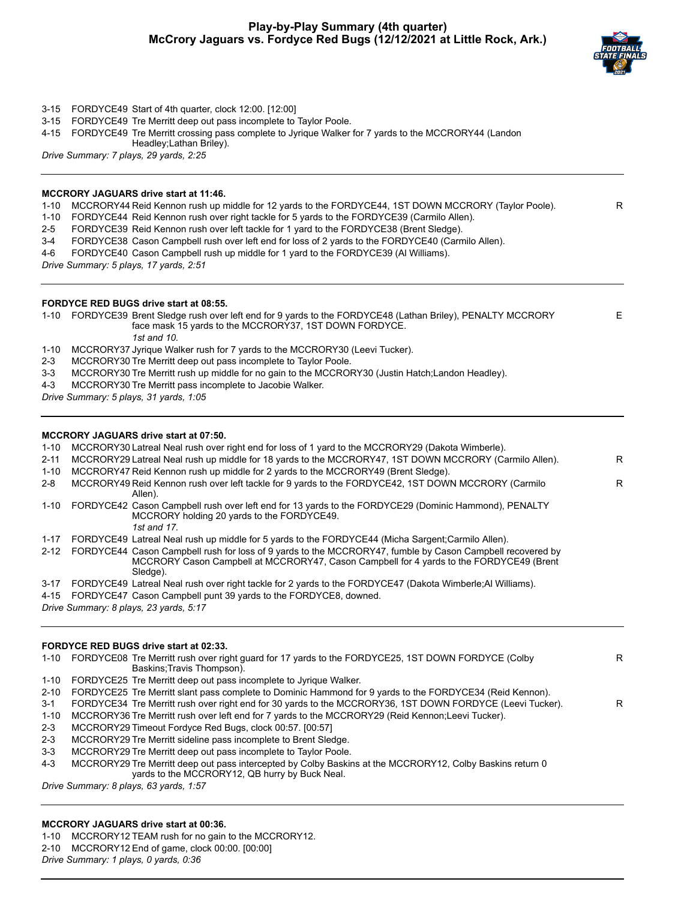## Play-by-Play Summary (4th quarter)
## McCrory Jaguars vs. Fordyce Red Bugs (12/12/2021 at Little Rock, Ark.)

3-15 FORDYCE49 Start of 4th quarter, clock 12:00. [12:00]
3-15 FORDYCE49 Tre Merritt deep out pass incomplete to Taylor Poole.
4-15 FORDYCE49 Tre Merritt crossing pass complete to Jyrique Walker for 7 yards to the MCCRORY44 (Landon Headley;Lathan Briley).
*Drive Summary: 7 plays, 29 yards, 2:25*

---

**MCCRORY JAGUARS drive start at 11:46.**

| | | | |
|---|---|---|---|
| 1-10 | MCCRORY44 | Reid Kennon rush up middle for 12 yards to the FORDYCE44, 1ST DOWN MCCRORY (Taylor Poole). | R |
| 1-10 | FORDYCE44 | Reid Kennon rush over right tackle for 5 yards to the FORDYCE39 (Carmilo Allen). | |
| 2-5 | FORDYCE39 | Reid Kennon rush over left tackle for 1 yard to the FORDYCE38 (Brent Sledge). | |
| 3-4 | FORDYCE38 | Cason Campbell rush over left end for loss of 2 yards to the FORDYCE40 (Carmilo Allen). | |
| 4-6 | FORDYCE40 | Cason Campbell rush up middle for 1 yard to the FORDYCE39 (Al Williams). | |

*Drive Summary: 5 plays, 17 yards, 2:51*

---

**FORDYCE RED BUGS drive start at 08:55.**

| | | | |
|---|---|---|---|
| 1-10 | FORDYCE39 | Brent Sledge rush over left end for 9 yards to the FORDYCE48 (Lathan Briley), PENALTY MCCRORY face mask 15 yards to the MCCRORY37, 1ST DOWN FORDYCE. *1st and 10.* | E |
| 1-10 | MCCRORY37 | Jyrique Walker rush for 7 yards to the MCCRORY30 (Leevi Tucker). | |
| 2-3 | MCCRORY30 | Tre Merritt deep out pass incomplete to Taylor Poole. | |
| 3-3 | MCCRORY30 | Tre Merritt rush up middle for no gain to the MCCRORY30 (Justin Hatch;Landon Headley). | |
| 4-3 | MCCRORY30 | Tre Merritt pass incomplete to Jacobie Walker. | |

*Drive Summary: 5 plays, 31 yards, 1:05*

---

**MCCRORY JAGUARS drive start at 07:50.**

| | | | |
|---|---|---|---|
| 1-10 | MCCRORY30 | Latreal Neal rush over right end for loss of 1 yard to the MCCRORY29 (Dakota Wimberle). | |
| 2-11 | MCCRORY29 | Latreal Neal rush up middle for 18 yards to the MCCRORY47, 1ST DOWN MCCRORY (Carmilo Allen). | R |
| 1-10 | MCCRORY47 | Reid Kennon rush up middle for 2 yards to the MCCRORY49 (Brent Sledge). | |
| 2-8 | MCCRORY49 | Reid Kennon rush over left tackle for 9 yards to the FORDYCE42, 1ST DOWN MCCRORY (Carmilo Allen). | R |
| 1-10 | FORDYCE42 | Cason Campbell rush over left end for 13 yards to the FORDYCE29 (Dominic Hammond), PENALTY MCCRORY holding 20 yards to the FORDYCE49. *1st and 17.* | |
| 1-17 | FORDYCE49 | Latreal Neal rush up middle for 5 yards to the FORDYCE44 (Micha Sargent;Carmilo Allen). | |
| 2-12 | FORDYCE44 | Cason Campbell rush for loss of 9 yards to the MCCRORY47, fumble by Cason Campbell recovered by MCCRORY Cason Campbell at MCCRORY47, Cason Campbell for 4 yards to the FORDYCE49 (Brent Sledge). | |
| 3-17 | FORDYCE49 | Latreal Neal rush over right tackle for 2 yards to the FORDYCE47 (Dakota Wimberle;Al Williams). | |
| 4-15 | FORDYCE47 | Cason Campbell punt 39 yards to the FORDYCE8, downed. | |

*Drive Summary: 8 plays, 23 yards, 5:17*

---

**FORDYCE RED BUGS drive start at 02:33.**

| | | | |
|---|---|---|---|
| 1-10 | FORDYCE08 | Tre Merritt rush over right guard for 17 yards to the FORDYCE25, 1ST DOWN FORDYCE (Colby Baskins;Travis Thompson). | R |
| 1-10 | FORDYCE25 | Tre Merritt deep out pass incomplete to Jyrique Walker. | |
| 2-10 | FORDYCE25 | Tre Merritt slant pass complete to Dominic Hammond for 9 yards to the FORDYCE34 (Reid Kennon). | |
| 3-1 | FORDYCE34 | Tre Merritt rush over right end for 30 yards to the MCCRORY36, 1ST DOWN FORDYCE (Leevi Tucker). | R |
| 1-10 | MCCRORY36 | Tre Merritt rush over left end for 7 yards to the MCCRORY29 (Reid Kennon;Leevi Tucker). | |
| 2-3 | MCCRORY29 | Timeout Fordyce Red Bugs, clock 00:57. [00:57] | |
| 2-3 | MCCRORY29 | Tre Merritt sideline pass incomplete to Brent Sledge. | |
| 3-3 | MCCRORY29 | Tre Merritt deep out pass incomplete to Taylor Poole. | |
| 4-3 | MCCRORY29 | Tre Merritt deep out pass intercepted by Colby Baskins at the MCCRORY12, Colby Baskins return 0 yards to the MCCRORY12, QB hurry by Buck Neal. | |

*Drive Summary: 8 plays, 63 yards, 1:57*

---

**MCCRORY JAGUARS drive start at 00:36.**

| | | |
|---|---|---|
| 1-10 | MCCRORY12 | TEAM rush for no gain to the MCCRORY12. |
| 2-10 | MCCRORY12 | End of game, clock 00:00. [00:00] |

*Drive Summary: 1 plays, 0 yards, 0:36*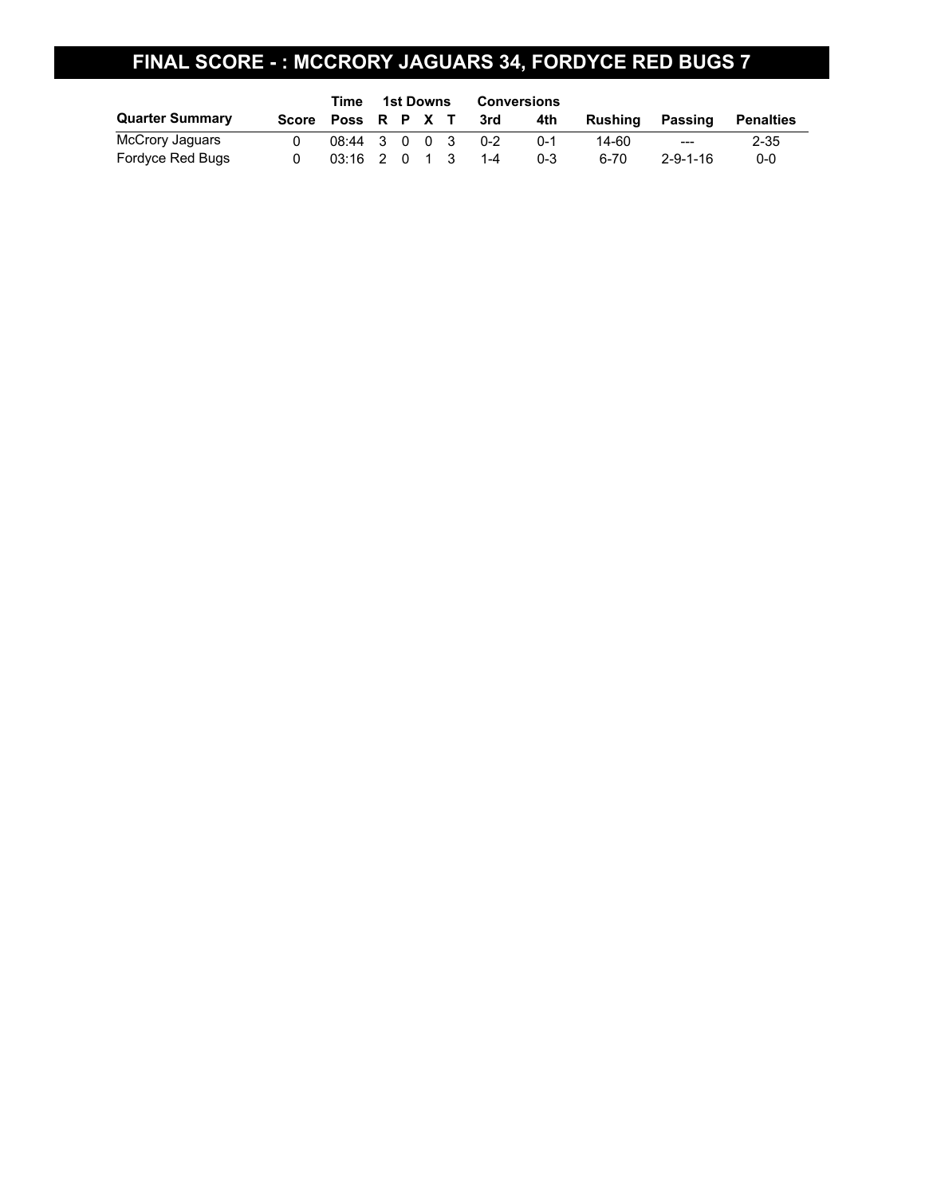# FINAL SCORE - : MCCRORY JAGUARS 34, FORDYCE RED BUGS 7

| Quarter Summary | Score | Time Poss | 1st Downs R | P | X | T | Conversions 3rd | 4th | Rushing | Passing | Penalties |
|---|---|---|---|---|---|---|---|---|---|---|---|
| McCrory Jaguars | 0 | 08:44 | 3 | 0 | 0 | 3 | 0-2 | 0-1 | 14-60 | --- | 2-35 |
| Fordyce Red Bugs | 0 | 03:16 | 2 | 0 | 1 | 3 | 1-4 | 0-3 | 6-70 | 2-9-1-16 | 0-0 |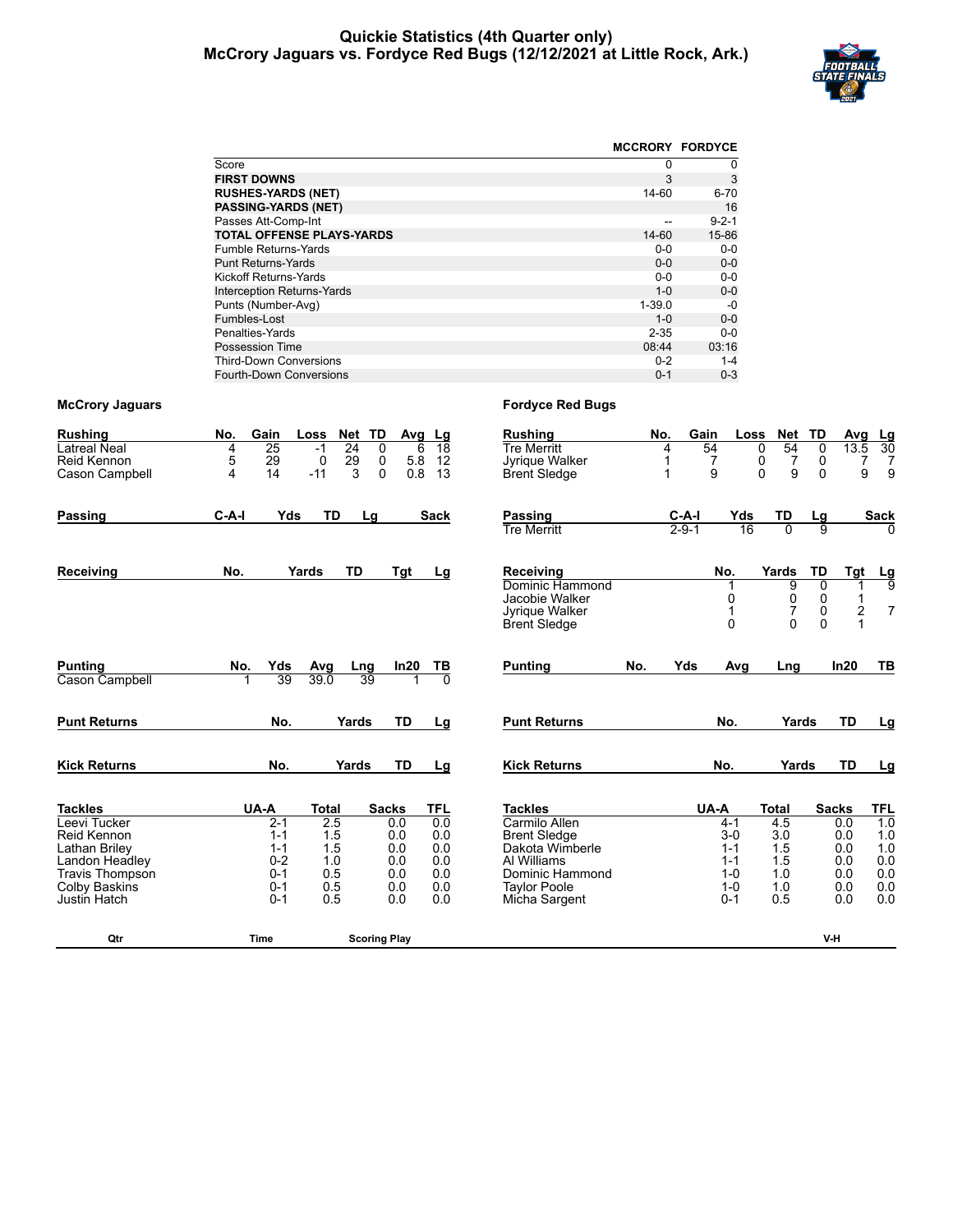# Quickie Statistics (4th Quarter only)
## McCrory Jaguars vs. Fordyce Red Bugs (12/12/2021 at Little Rock, Ark.)

| | MCCRORY | FORDYCE |
|---|---|---|
| Score | 0 | 0 |
| **FIRST DOWNS** | 3 | 3 |
| **RUSHES-YARDS (NET)** | 14-60 | 6-70 |
| **PASSING-YARDS (NET)** | | 16 |
| Passes Att-Comp-Int | -- | 9-2-1 |
| **TOTAL OFFENSE PLAYS-YARDS** | 14-60 | 15-86 |
| Fumble Returns-Yards | 0-0 | 0-0 |
| Punt Returns-Yards | 0-0 | 0-0 |
| Kickoff Returns-Yards | 0-0 | 0-0 |
| Interception Returns-Yards | 1-0 | 0-0 |
| Punts (Number-Avg) | 1-39.0 | -0 |
| Fumbles-Lost | 1-0 | 0-0 |
| Penalties-Yards | 2-35 | 0-0 |
| Possession Time | 08:44 | 03:16 |
| Third-Down Conversions | 0-2 | 1-4 |
| Fourth-Down Conversions | 0-1 | 0-3 |

### McCrory Jaguars

| Rushing | No. | Gain | Loss | Net | TD | Avg | Lg |
|---|---|---|---|---|---|---|---|
| Latreal Neal | 4 | 25 | -1 | 24 | 0 | 6 | 18 |
| Reid Kennon | 5 | 29 | 0 | 29 | 0 | 5.8 | 12 |
| Cason Campbell | 4 | 14 | -11 | 3 | 0 | 0.8 | 13 |

| Passing | C-A-I | Yds | TD | Lg | Sack |
|---|---|---|---|---|---|

| Receiving | No. | Yards | TD | Tgt | Lg |
|---|---|---|---|---|---|

| Punting | No. | Yds | Avg | Lng | In20 | TB |
|---|---|---|---|---|---|---|
| Cason Campbell | 1 | 39 | 39.0 | 39 | 1 | 0 |

| Punt Returns | No. | Yards | TD | Lg |
|---|---|---|---|---|

| Kick Returns | No. | Yards | TD | Lg |
|---|---|---|---|---|

| Tackles | UA-A | Total | Sacks | TFL |
|---|---|---|---|---|
| Leevi Tucker | 2-1 | 2.5 | 0.0 | 0.0 |
| Reid Kennon | 1-1 | 1.5 | 0.0 | 0.0 |
| Lathan Briley | 1-1 | 1.5 | 0.0 | 0.0 |
| Landon Headley | 0-2 | 1.0 | 0.0 | 0.0 |
| Travis Thompson | 0-1 | 0.5 | 0.0 | 0.0 |
| Colby Baskins | 0-1 | 0.5 | 0.0 | 0.0 |
| Justin Hatch | 0-1 | 0.5 | 0.0 | 0.0 |

### Fordyce Red Bugs

| Rushing | No. | Gain | Loss | Net | TD | Avg | Lg |
|---|---|---|---|---|---|---|---|
| Tre Merritt | 4 | 54 | 0 | 54 | 0 | 13.5 | 30 |
| Jyrique Walker | 1 | 7 | 0 | 7 | 0 | 7 | 7 |
| Brent Sledge | 1 | 9 | 0 | 9 | 0 | 9 | 9 |

| Passing | C-A-I | Yds | TD | Lg | Sack |
|---|---|---|---|---|---|
| Tre Merritt | 2-9-1 | 16 | 0 | 9 | 0 |

| Receiving | No. | Yards | TD | Tgt | Lg |
|---|---|---|---|---|---|
| Dominic Hammond | 1 | 9 | 0 | 1 | 9 |
| Jacobie Walker | 0 | 0 | 0 | 1 | |
| Jyrique Walker | 1 | 7 | 0 | 2 | 7 |
| Brent Sledge | 0 | 0 | 0 | 1 | |

| Punting | No. | Yds | Avg | Lng | In20 | TB |
|---|---|---|---|---|---|---|

| Punt Returns | No. | Yards | TD | Lg |
|---|---|---|---|---|

| Kick Returns | No. | Yards | TD | Lg |
|---|---|---|---|---|

| Tackles | UA-A | Total | Sacks | TFL |
|---|---|---|---|---|
| Carmilo Allen | 4-1 | 4.5 | 0.0 | 1.0 |
| Brent Sledge | 3-0 | 3.0 | 0.0 | 1.0 |
| Dakota Wimberle | 1-1 | 1.5 | 0.0 | 1.0 |
| Al Williams | 1-1 | 1.5 | 0.0 | 0.0 |
| Dominic Hammond | 1-0 | 1.0 | 0.0 | 0.0 |
| Taylor Poole | 1-0 | 1.0 | 0.0 | 0.0 |
| Micha Sargent | 0-1 | 0.5 | 0.0 | 0.0 |

| Qtr | Time | Scoring Play | V-H |
|---|---|---|---|